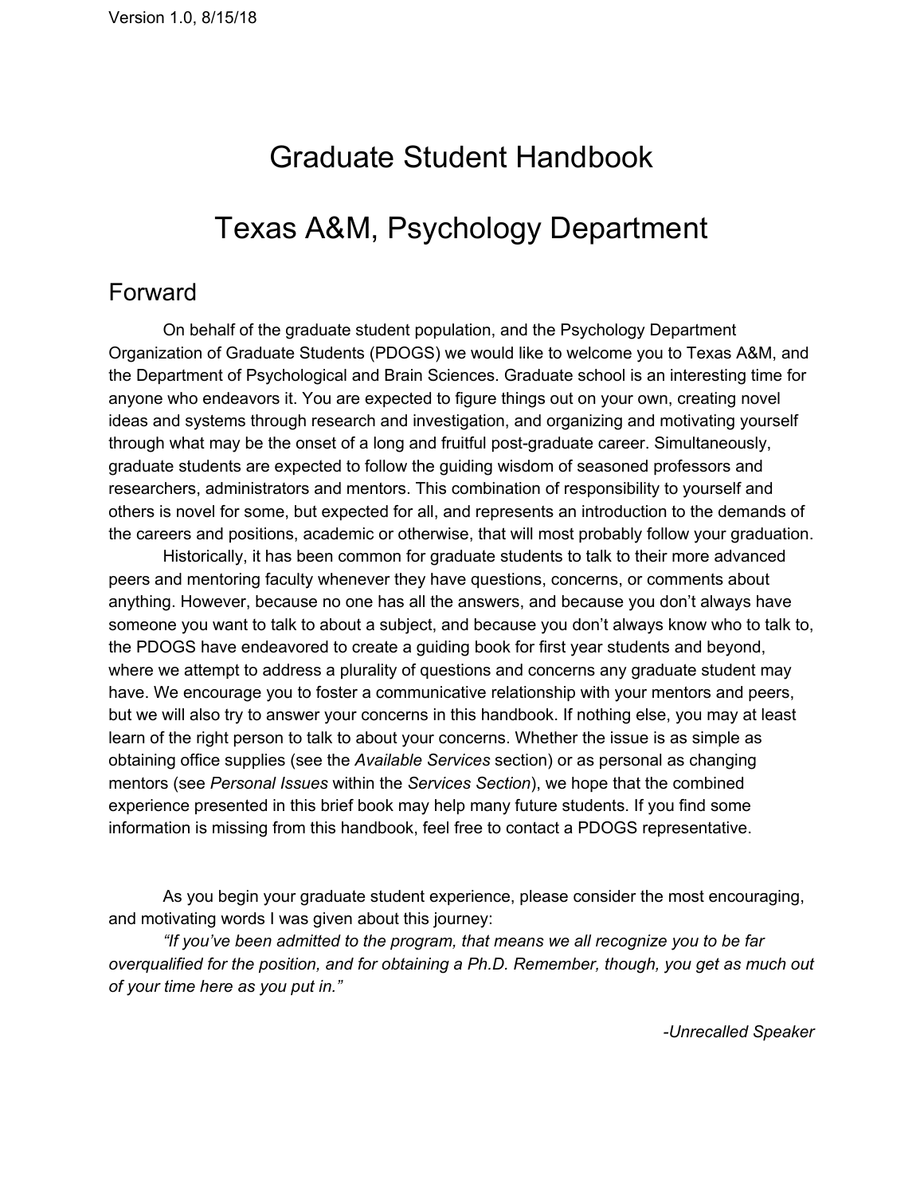Version 1.0, 8/15/18

# Graduate Student Handbook

# Texas A&M, Psychology Department

## Forward

On behalf of the graduate student population, and the Psychology Department Organization of Graduate Students (PDOGS) we would like to welcome you to Texas A&M, and the Department of Psychological and Brain Sciences. Graduate school is an interesting time for anyone who endeavors it. You are expected to figure things out on your own, creating novel ideas and systems through research and investigation, and organizing and motivating yourself through what may be the onset of a long and fruitful post-graduate career. Simultaneously, graduate students are expected to follow the guiding wisdom of seasoned professors and researchers, administrators and mentors. This combination of responsibility to yourself and others is novel for some, but expected for all, and represents an introduction to the demands of the careers and positions, academic or otherwise, that will most probably follow your graduation.

Historically, it has been common for graduate students to talk to their more advanced peers and mentoring faculty whenever they have questions, concerns, or comments about anything. However, because no one has all the answers, and because you don't always have someone you want to talk to about a subject, and because you don't always know who to talk to, the PDOGS have endeavored to create a guiding book for first year students and beyond, where we attempt to address a plurality of questions and concerns any graduate student may have. We encourage you to foster a communicative relationship with your mentors and peers, but we will also try to answer your concerns in this handbook. If nothing else, you may at least learn of the right person to talk to about your concerns. Whether the issue is as simple as obtaining office supplies (see the *Available Services* section) or as personal as changing mentors (see *Personal Issues* within the *Services Section*), we hope that the combined experience presented in this brief book may help many future students. If you find some information is missing from this handbook, feel free to contact a PDOGS representative.

As you begin your graduate student experience, please consider the most encouraging, and motivating words I was given about this journey:

*"If you've been admitted to the program, that means we all recognize you to be far overqualified for the position, and for obtaining a Ph.D. Remember, though, you get as much out of your time here as you put in."*

*-Unrecalled Speaker*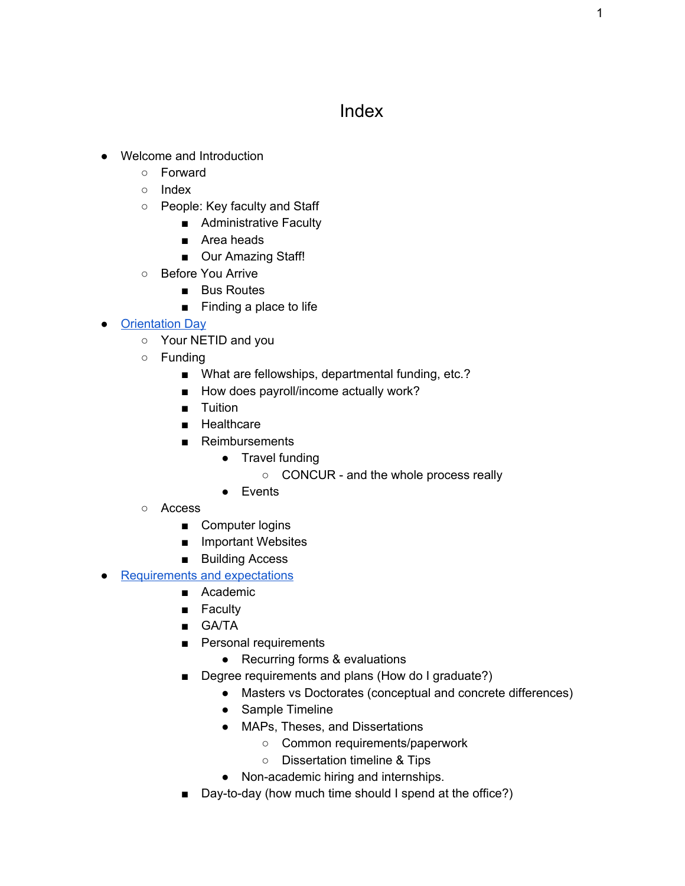# Index

- Welcome and Introduction
    - Forward
    - Index
    - People: Key faculty and Staff
        - Administrative Faculty
        - Area heads
        - Our Amazing Staff!
    - Before You Arrive
        - Bus Routes
        - Finding a place to life
- Orientation Day
    - Your NETID and you
    - Funding
        - What are fellowships, departmental funding, etc.?
        - How does payroll/income actually work?
        - Tuition
        - Healthcare
        - Reimbursements
            - Travel funding
                - CONCUR - and the whole process really
            - Events
    - Access
        - Computer logins
        - Important Websites
        - Building Access
- Requirements and expectations
        - Academic
        - Faculty
        - GA/TA
        - Personal requirements
            - Recurring forms & evaluations
        - Degree requirements and plans (How do I graduate?)
            - Masters vs Doctorates (conceptual and concrete differences)
            - Sample Timeline
            - MAPs, Theses, and Dissertations
                - Common requirements/paperwork
                - Dissertation timeline & Tips
            - Non-academic hiring and internships.
        - Day-to-day (how much time should I spend at the office?)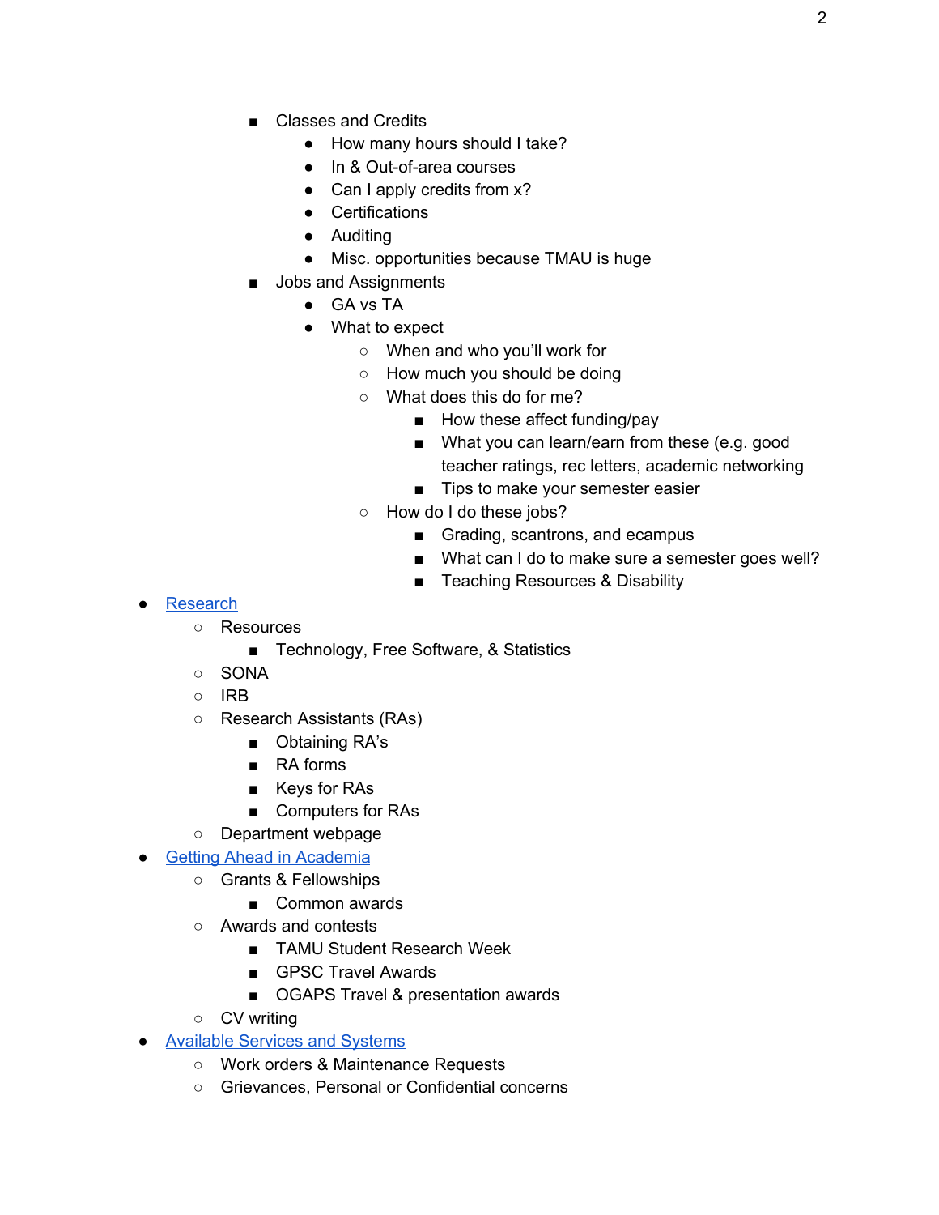- Classes and Credits
      - How many hours should I take?
      - In & Out-of-area courses
      - Can I apply credits from x?
      - Certifications
      - Auditing
      - Misc. opportunities because TMAU is huge
    - Jobs and Assignments
      - GA vs TA
      - What to expect
        - When and who you'll work for
        - How much you should be doing
        - What does this do for me?
          - How these affect funding/pay
          - What you can learn/earn from these (e.g. good teacher ratings, rec letters, academic networking
          - Tips to make your semester easier
        - How do I do these jobs?
          - Grading, scantrons, and ecampus
          - What can I do to make sure a semester goes well?
          - Teaching Resources & Disability
- Research
  - Resources
    - Technology, Free Software, & Statistics
  - SONA
  - IRB
  - Research Assistants (RAs)
    - Obtaining RA's
    - RA forms
    - Keys for RAs
    - Computers for RAs
  - Department webpage
- Getting Ahead in Academia
  - Grants & Fellowships
    - Common awards
  - Awards and contests
    - TAMU Student Research Week
    - GPSC Travel Awards
    - OGAPS Travel & presentation awards
  - CV writing
- Available Services and Systems
  - Work orders & Maintenance Requests
  - Grievances, Personal or Confidential concerns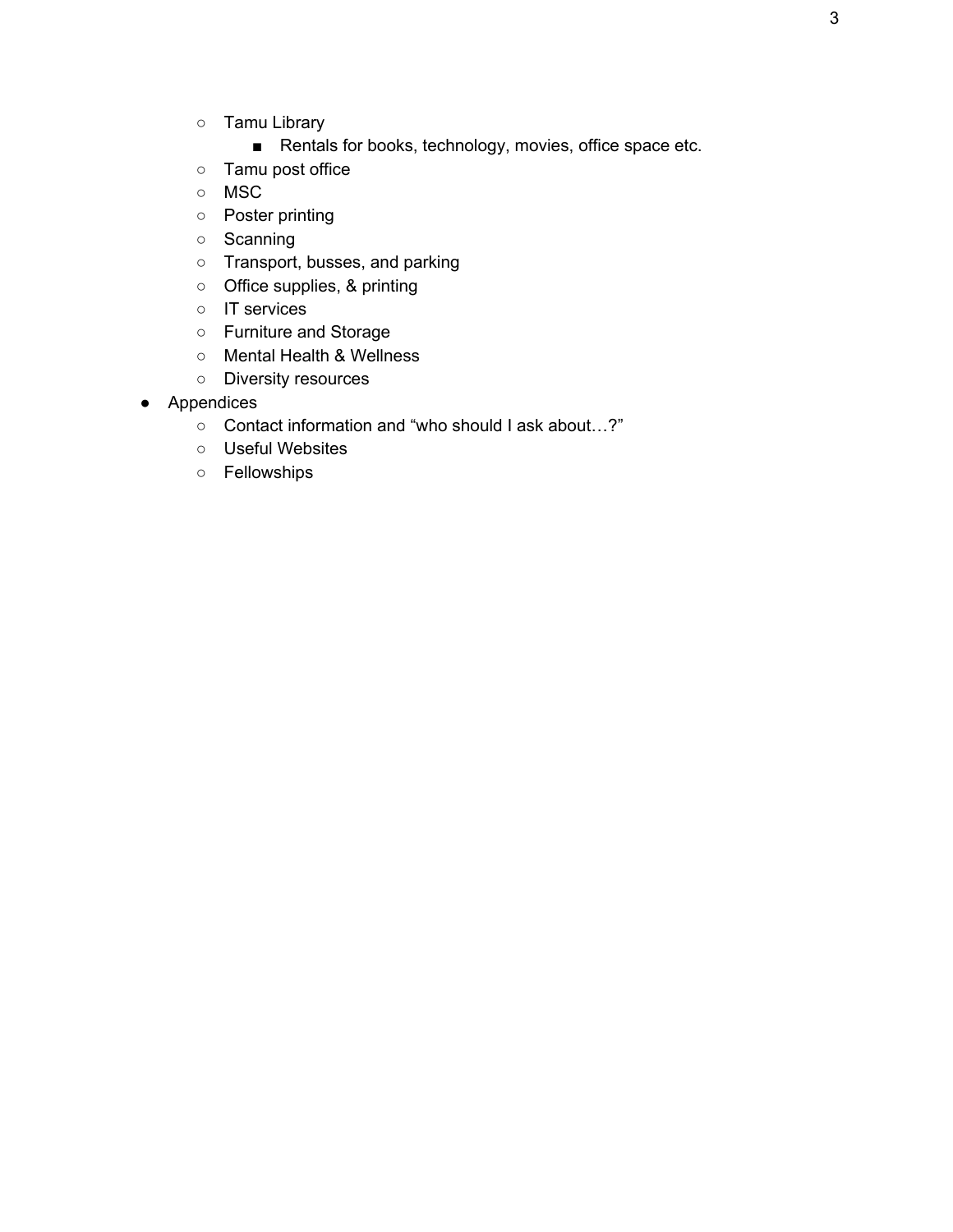- Tamu Library
        - Rentals for books, technology, movies, office space etc.
    - Tamu post office
    - MSC
    - Poster printing
    - Scanning
    - Transport, busses, and parking
    - Office supplies, & printing
    - IT services
    - Furniture and Storage
    - Mental Health & Wellness
    - Diversity resources
- Appendices
    - Contact information and "who should I ask about…?"
    - Useful Websites
    - Fellowships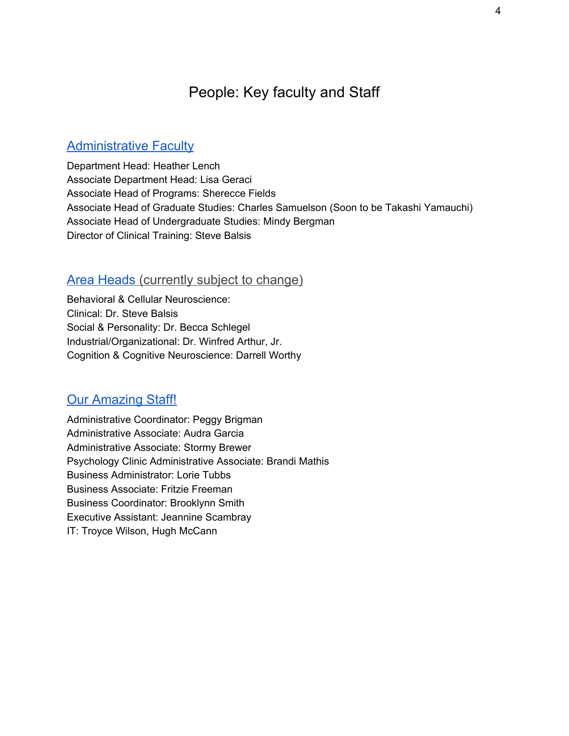# People: Key faculty and Staff

## Administrative Faculty

Department Head: Heather Lench
Associate Department Head: Lisa Geraci
Associate Head of Programs: Sherecce Fields
Associate Head of Graduate Studies: Charles Samuelson (Soon to be Takashi Yamauchi)
Associate Head of Undergraduate Studies: Mindy Bergman
Director of Clinical Training: Steve Balsis

## Area Heads (currently subject to change)

Behavioral & Cellular Neuroscience:
Clinical: Dr. Steve Balsis
Social & Personality: Dr. Becca Schlegel
Industrial/Organizational: Dr. Winfred Arthur, Jr.
Cognition & Cognitive Neuroscience: Darrell Worthy

## Our Amazing Staff!

Administrative Coordinator: Peggy Brigman
Administrative Associate: Audra Garcia
Administrative Associate: Stormy Brewer
Psychology Clinic Administrative Associate: Brandi Mathis
Business Administrator: Lorie Tubbs
Business Associate: Fritzie Freeman
Business Coordinator: Brooklynn Smith
Executive Assistant: Jeannine Scambray
IT: Troyce Wilson, Hugh McCann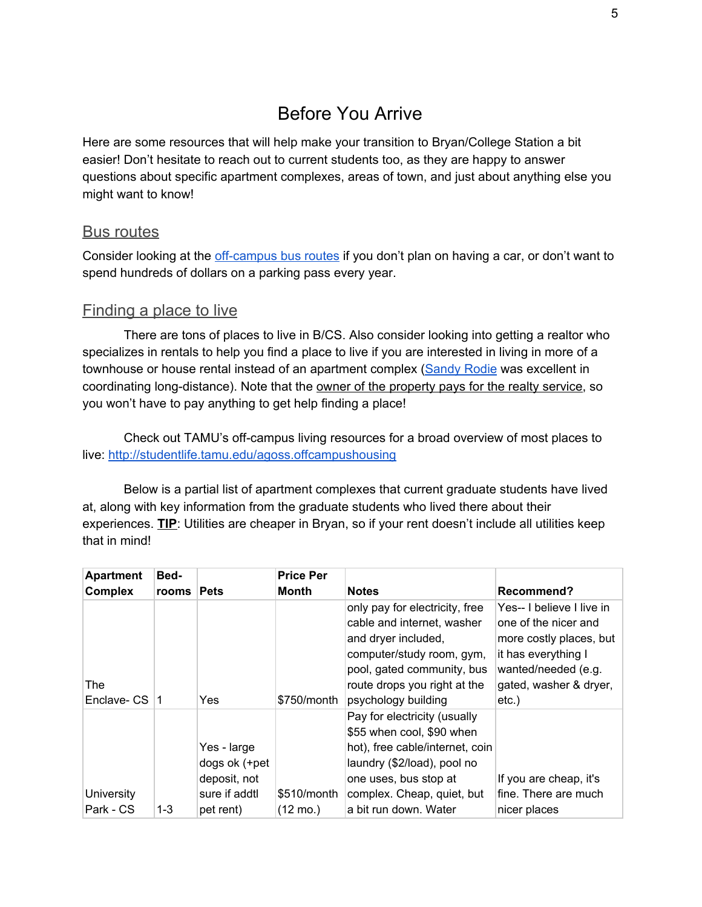# Before You Arrive

Here are some resources that will help make your transition to Bryan/College Station a bit easier! Don't hesitate to reach out to current students too, as they are happy to answer questions about specific apartment complexes, areas of town, and just about anything else you might want to know!

## Bus routes

Consider looking at the off-campus bus routes if you don't plan on having a car, or don't want to spend hundreds of dollars on a parking pass every year.

## Finding a place to live

There are tons of places to live in B/CS. Also consider looking into getting a realtor who specializes in rentals to help you find a place to live if you are interested in living in more of a townhouse or house rental instead of an apartment complex (Sandy Rodie was excellent in coordinating long-distance). Note that the owner of the property pays for the realty service, so you won't have to pay anything to get help finding a place!

Check out TAMU's off-campus living resources for a broad overview of most places to live: http://studentlife.tamu.edu/agoss.offcampushousing

Below is a partial list of apartment complexes that current graduate students have lived at, along with key information from the graduate students who lived there about their experiences. **TIP**: Utilities are cheaper in Bryan, so if your rent doesn't include all utilities keep that in mind!

| Apartment Complex | Bed-rooms | Pets | Price Per Month | Notes | Recommend? |
|---|---|---|---|---|---|
| The Enclave- CS | 1 | Yes | $750/month | only pay for electricity, free cable and internet, washer and dryer included, computer/study room, gym, pool, gated community, bus route drops you right at the psychology building | Yes-- I believe I live in one of the nicer and more costly places, but it has everything I wanted/needed (e.g. gated, washer & dryer, etc.) |
| University Park - CS | 1-3 | Yes - large dogs ok (+pet deposit, not sure if addtl pet rent) | $510/month (12 mo.) | Pay for electricity (usually $55 when cool, $90 when hot), free cable/internet, coin laundry ($2/load), pool no one uses, bus stop at complex. Cheap, quiet, but a bit run down. Water | If you are cheap, it's fine. There are much nicer places |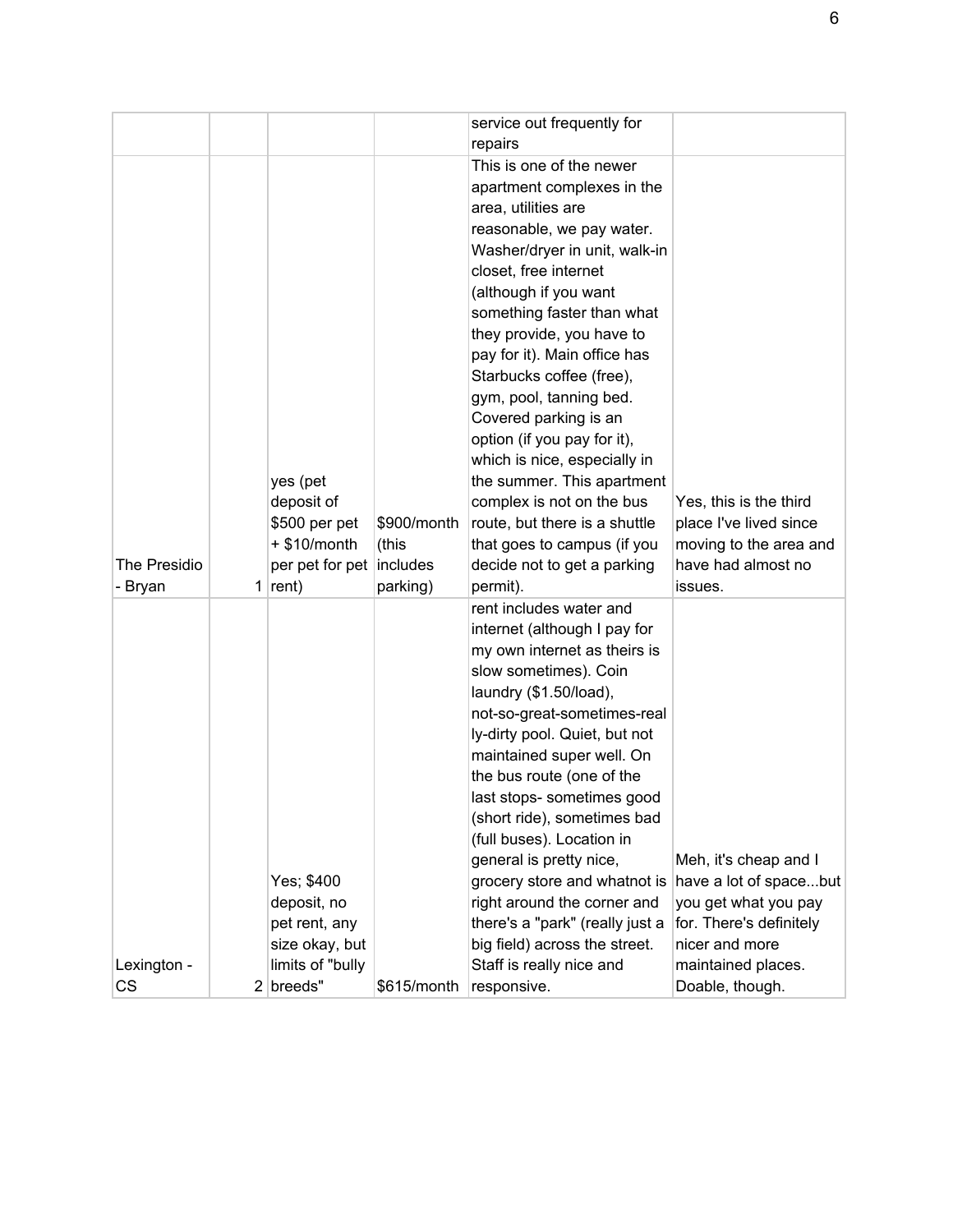| | | | | | |
|---|---|---|---|---|---|
| | | | | service out frequently for repairs | |
| The Presidio - Bryan | 1 | yes (pet deposit of $500 per pet + $10/month per pet for pet rent) | $900/month (this includes parking) | This is one of the newer apartment complexes in the area, utilities are reasonable, we pay water. Washer/dryer in unit, walk-in closet, free internet (although if you want something faster than what they provide, you have to pay for it). Main office has Starbucks coffee (free), gym, pool, tanning bed. Covered parking is an option (if you pay for it), which is nice, especially in the summer. This apartment complex is not on the bus route, but there is a shuttle that goes to campus (if you decide not to get a parking permit). | Yes, this is the third place I've lived since moving to the area and have had almost no issues. |
| Lexington - CS | 2 | Yes; $400 deposit, no pet rent, any size okay, but limits of "bully breeds" | $615/month | rent includes water and internet (although I pay for my own internet as theirs is slow sometimes). Coin laundry ($1.50/load), not-so-great-sometimes-really-dirty pool. Quiet, but not maintained super well. On the bus route (one of the last stops- sometimes good (short ride), sometimes bad (full buses). Location in general is pretty nice, grocery store and whatnot is right around the corner and there's a "park" (really just a big field) across the street. Staff is really nice and responsive. | Meh, it's cheap and I have a lot of space...but you get what you pay for. There's definitely nicer and more maintained places. Doable, though. |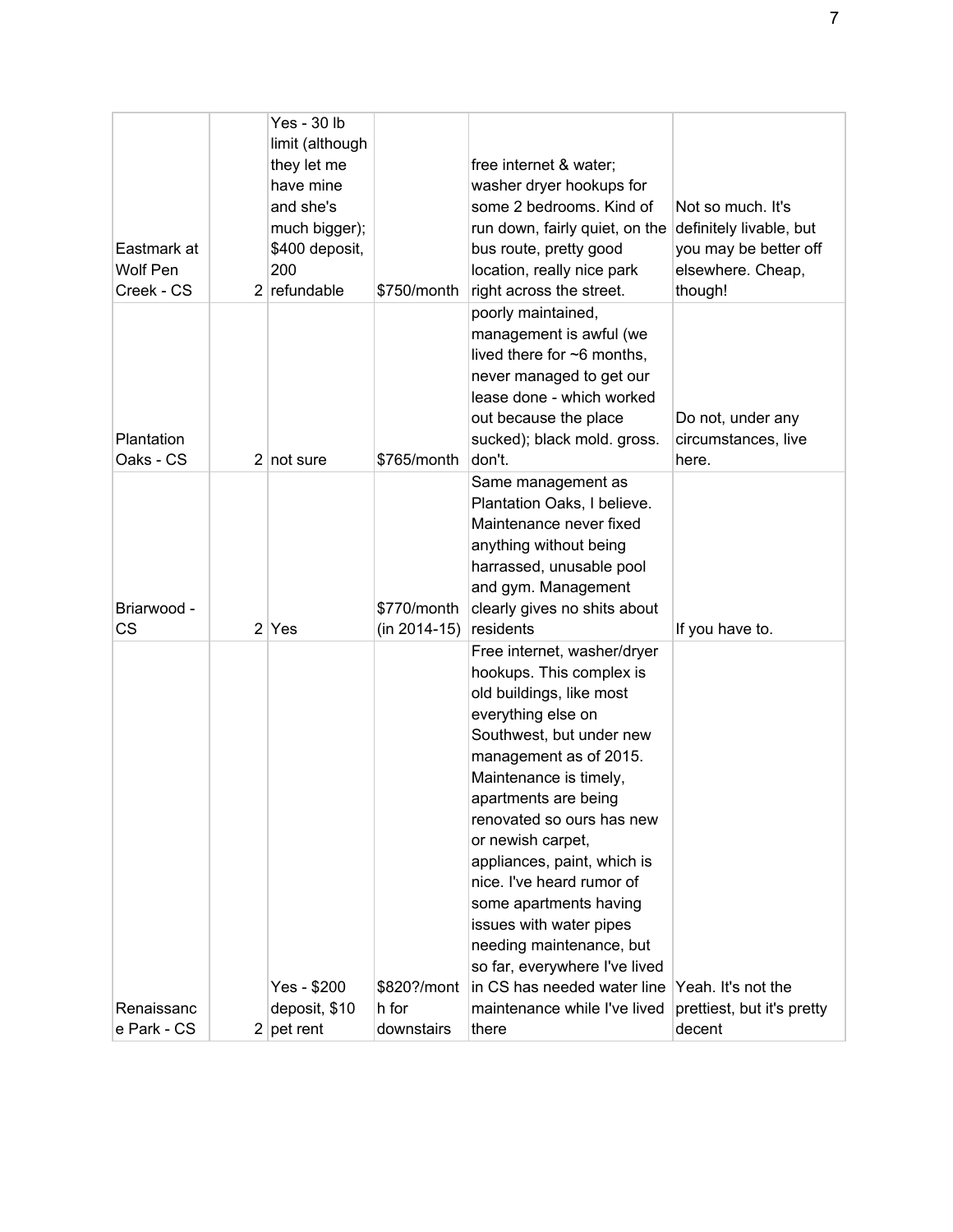| | | | | | |
|---|---|---|---|---|---|
| Eastmark at Wolf Pen Creek - CS | 2 | Yes - 30 lb limit (although they let me have mine and she's much bigger); $400 deposit, 200 refundable | $750/month | free internet & water; washer dryer hookups for some 2 bedrooms. Kind of run down, fairly quiet, on the bus route, pretty good location, really nice park right across the street. | Not so much. It's definitely livable, but you may be better off elsewhere. Cheap, though! |
| Plantation Oaks - CS | 2 | not sure | $765/month | poorly maintained, management is awful (we lived there for ~6 months, never managed to get our lease done - which worked out because the place sucked); black mold. gross. don't. | Do not, under any circumstances, live here. |
| Briarwood - CS | 2 | Yes | $770/month (in 2014-15) | Same management as Plantation Oaks, I believe. Maintenance never fixed anything without being harrassed, unusable pool and gym. Management clearly gives no shits about residents | If you have to. |
| Renaissance Park - CS | 2 | Yes - $200 deposit, $10 pet rent | $820?/month for downstairs | Free internet, washer/dryer hookups. This complex is old buildings, like most everything else on Southwest, but under new management as of 2015. Maintenance is timely, apartments are being renovated so ours has new or newish carpet, appliances, paint, which is nice. I've heard rumor of some apartments having issues with water pipes needing maintenance, but so far, everywhere I've lived in CS has needed water line maintenance while I've lived there | Yeah. It's not the prettiest, but it's pretty decent |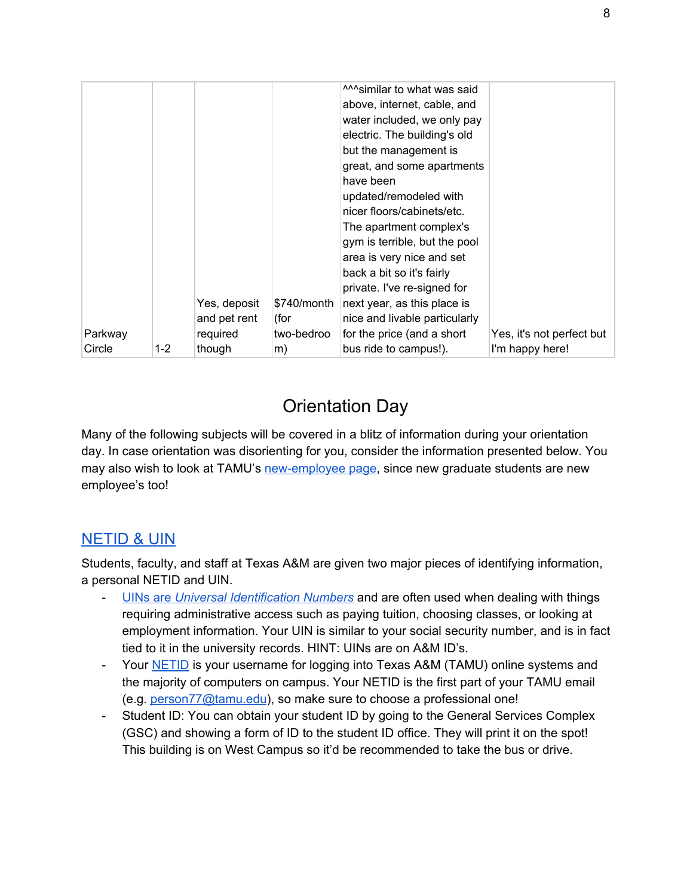| | | | | | |
|---|---|---|---|---|---|
| Parkway Circle | 1-2 | Yes, deposit and pet rent required though | $740/month (for two-bedroom) | ^^^similar to what was said above, internet, cable, and water included, we only pay electric. The building's old but the management is great, and some apartments have been updated/remodeled with nicer floors/cabinets/etc. The apartment complex's gym is terrible, but the pool area is very nice and set back a bit so it's fairly private. I've re-signed for next year, as this place is nice and livable particularly for the price (and a short bus ride to campus!). | Yes, it's not perfect but I'm happy here! |

# Orientation Day

Many of the following subjects will be covered in a blitz of information during your orientation day. In case orientation was disorienting for you, consider the information presented below. You may also wish to look at TAMU's new-employee page, since new graduate students are new employee's too!

## NETID & UIN

Students, faculty, and staff at Texas A&M are given two major pieces of identifying information, a personal NETID and UIN.

- UINs are *Universal Identification Numbers* and are often used when dealing with things requiring administrative access such as paying tuition, choosing classes, or looking at employment information. Your UIN is similar to your social security number, and is in fact tied to it in the university records. HINT: UINs are on A&M ID's.
- Your NETID is your username for logging into Texas A&M (TAMU) online systems and the majority of computers on campus. Your NETID is the first part of your TAMU email (e.g. person77@tamu.edu), so make sure to choose a professional one!
- Student ID: You can obtain your student ID by going to the General Services Complex (GSC) and showing a form of ID to the student ID office. They will print it on the spot! This building is on West Campus so it'd be recommended to take the bus or drive.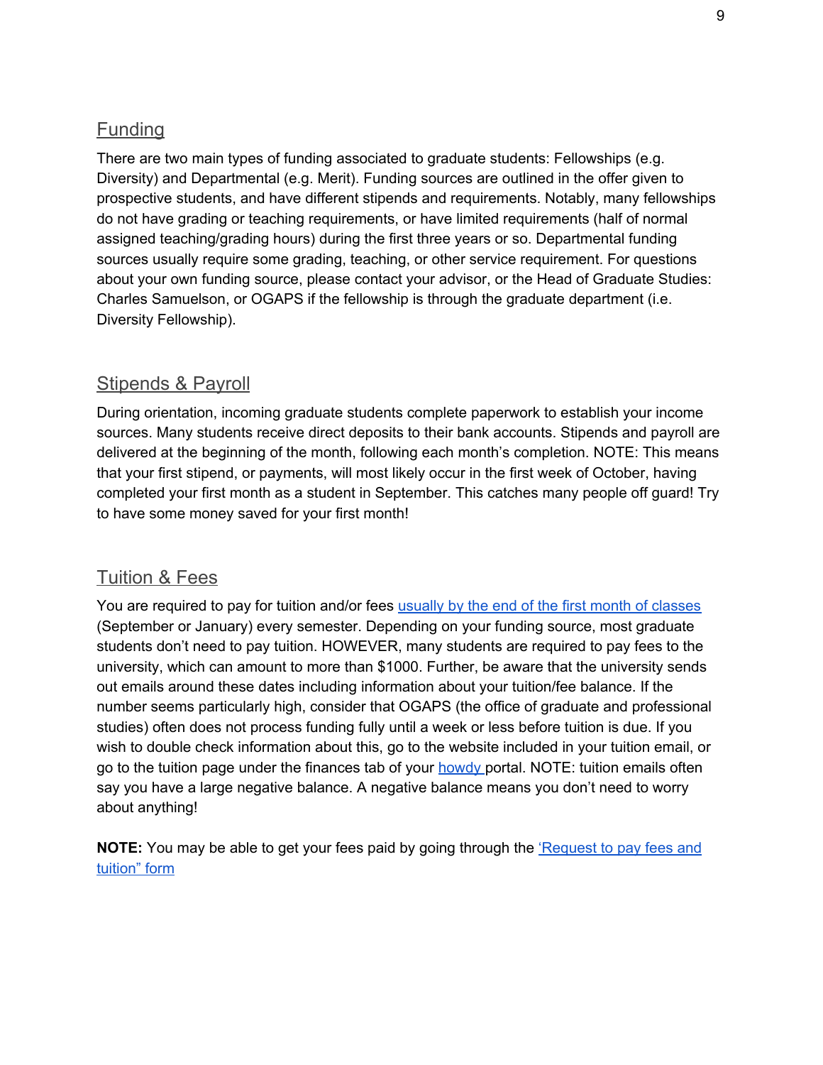## Funding

There are two main types of funding associated to graduate students: Fellowships (e.g. Diversity) and Departmental (e.g. Merit). Funding sources are outlined in the offer given to prospective students, and have different stipends and requirements. Notably, many fellowships do not have grading or teaching requirements, or have limited requirements (half of normal assigned teaching/grading hours) during the first three years or so. Departmental funding sources usually require some grading, teaching, or other service requirement. For questions about your own funding source, please contact your advisor, or the Head of Graduate Studies: Charles Samuelson, or OGAPS if the fellowship is through the graduate department (i.e. Diversity Fellowship).

## Stipends & Payroll

During orientation, incoming graduate students complete paperwork to establish your income sources. Many students receive direct deposits to their bank accounts. Stipends and payroll are delivered at the beginning of the month, following each month's completion. NOTE: This means that your first stipend, or payments, will most likely occur in the first week of October, having completed your first month as a student in September. This catches many people off guard! Try to have some money saved for your first month!

## Tuition & Fees

You are required to pay for tuition and/or fees usually by the end of the first month of classes (September or January) every semester. Depending on your funding source, most graduate students don't need to pay tuition. HOWEVER, many students are required to pay fees to the university, which can amount to more than $1000. Further, be aware that the university sends out emails around these dates including information about your tuition/fee balance. If the number seems particularly high, consider that OGAPS (the office of graduate and professional studies) often does not process funding fully until a week or less before tuition is due. If you wish to double check information about this, go to the website included in your tuition email, or go to the tuition page under the finances tab of your howdy portal. NOTE: tuition emails often say you have a large negative balance. A negative balance means you don't need to worry about anything!

**NOTE:** You may be able to get your fees paid by going through the 'Request to pay fees and tuition" form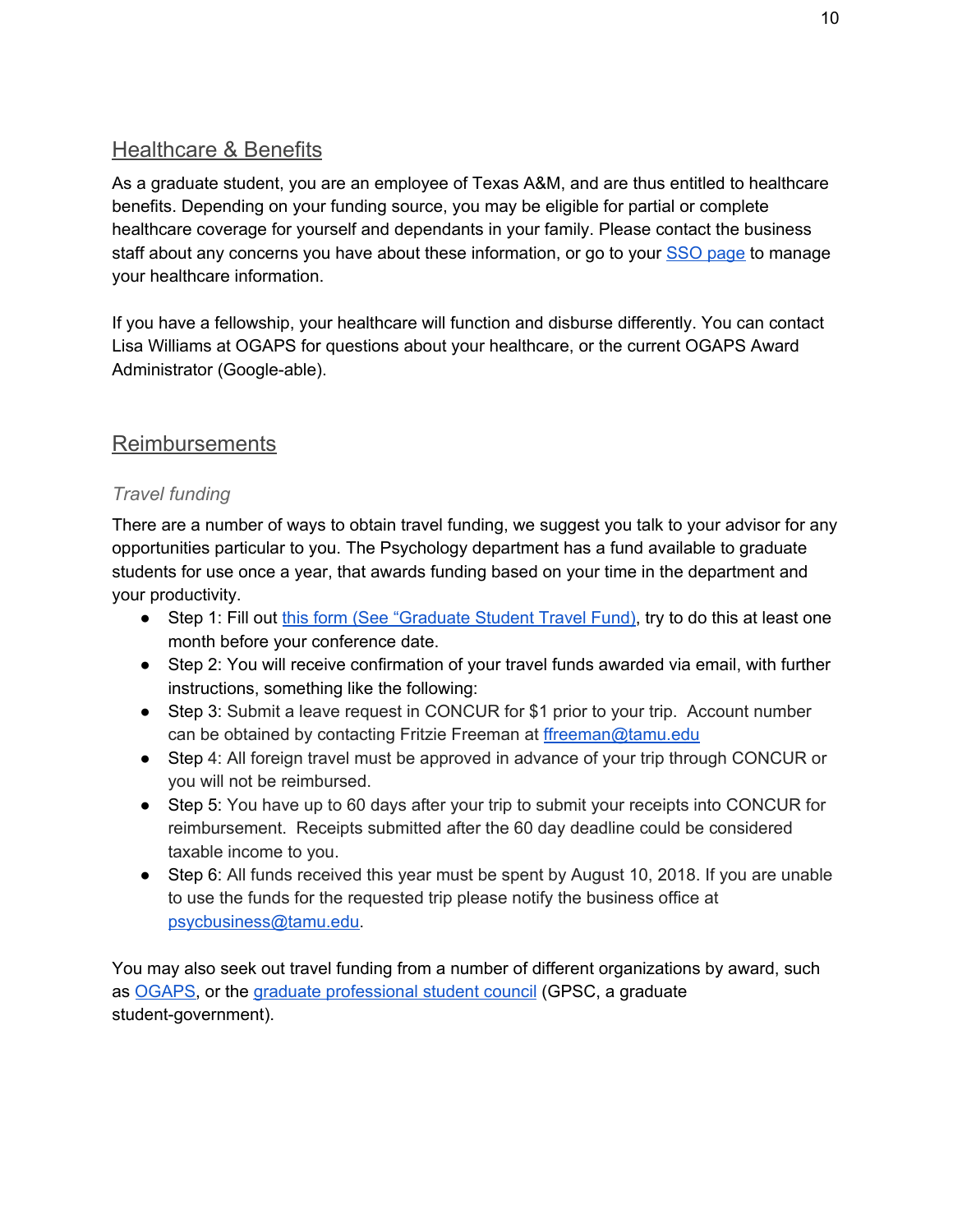## Healthcare & Benefits

As a graduate student, you are an employee of Texas A&M, and are thus entitled to healthcare benefits. Depending on your funding source, you may be eligible for partial or complete healthcare coverage for yourself and dependants in your family. Please contact the business staff about any concerns you have about these information, or go to your SSO page to manage your healthcare information.

If you have a fellowship, your healthcare will function and disburse differently. You can contact Lisa Williams at OGAPS for questions about your healthcare, or the current OGAPS Award Administrator (Google-able).

## Reimbursements

### *Travel funding*

There are a number of ways to obtain travel funding, we suggest you talk to your advisor for any opportunities particular to you. The Psychology department has a fund available to graduate students for use once a year, that awards funding based on your time in the department and your productivity.

- Step 1: Fill out this form (See "Graduate Student Travel Fund), try to do this at least one month before your conference date.
- Step 2: You will receive confirmation of your travel funds awarded via email, with further instructions, something like the following:
- Step 3: Submit a leave request in CONCUR for $1 prior to your trip. Account number can be obtained by contacting Fritzie Freeman at ffreeman@tamu.edu
- Step 4: All foreign travel must be approved in advance of your trip through CONCUR or you will not be reimbursed.
- Step 5: You have up to 60 days after your trip to submit your receipts into CONCUR for reimbursement. Receipts submitted after the 60 day deadline could be considered taxable income to you.
- Step 6: All funds received this year must be spent by August 10, 2018. If you are unable to use the funds for the requested trip please notify the business office at psycbusiness@tamu.edu.

You may also seek out travel funding from a number of different organizations by award, such as OGAPS, or the graduate professional student council (GPSC, a graduate student-government).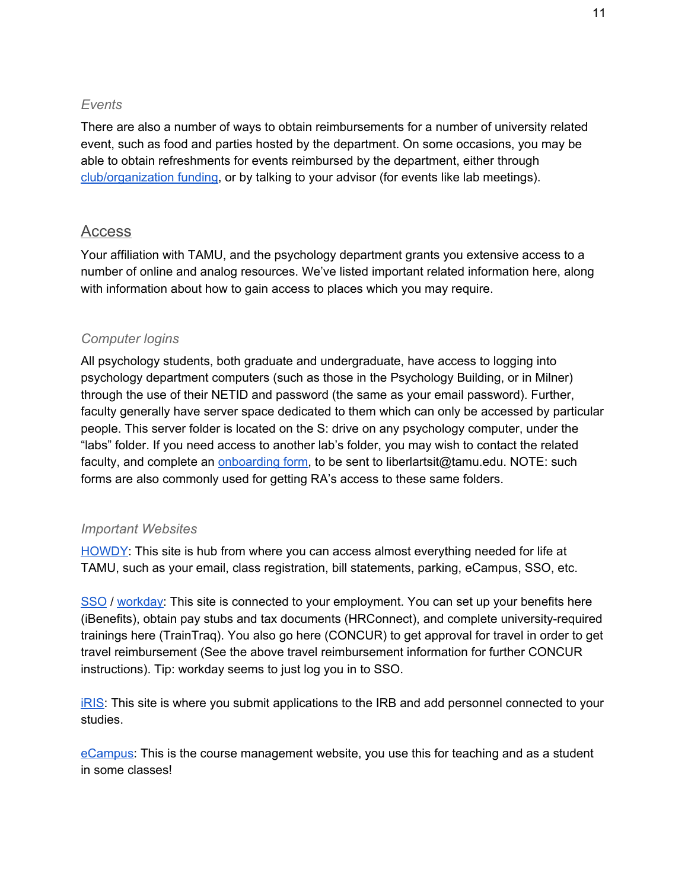### *Events*

There are also a number of ways to obtain reimbursements for a number of university related event, such as food and parties hosted by the department. On some occasions, you may be able to obtain refreshments for events reimbursed by the department, either through club/organization funding, or by talking to your advisor (for events like lab meetings).

## Access

Your affiliation with TAMU, and the psychology department grants you extensive access to a number of online and analog resources. We've listed important related information here, along with information about how to gain access to places which you may require.

### *Computer logins*

All psychology students, both graduate and undergraduate, have access to logging into psychology department computers (such as those in the Psychology Building, or in Milner) through the use of their NETID and password (the same as your email password). Further, faculty generally have server space dedicated to them which can only be accessed by particular people. This server folder is located on the S: drive on any psychology computer, under the "labs" folder. If you need access to another lab's folder, you may wish to contact the related faculty, and complete an onboarding form, to be sent to liberlartsit@tamu.edu. NOTE: such forms are also commonly used for getting RA's access to these same folders.

### *Important Websites*

HOWDY: This site is hub from where you can access almost everything needed for life at TAMU, such as your email, class registration, bill statements, parking, eCampus, SSO, etc.

SSO / workday: This site is connected to your employment. You can set up your benefits here (iBenefits), obtain pay stubs and tax documents (HRConnect), and complete university-required trainings here (TrainTraq). You also go here (CONCUR) to get approval for travel in order to get travel reimbursement (See the above travel reimbursement information for further CONCUR instructions). Tip: workday seems to just log you in to SSO.

iRIS: This site is where you submit applications to the IRB and add personnel connected to your studies.

eCampus: This is the course management website, you use this for teaching and as a student in some classes!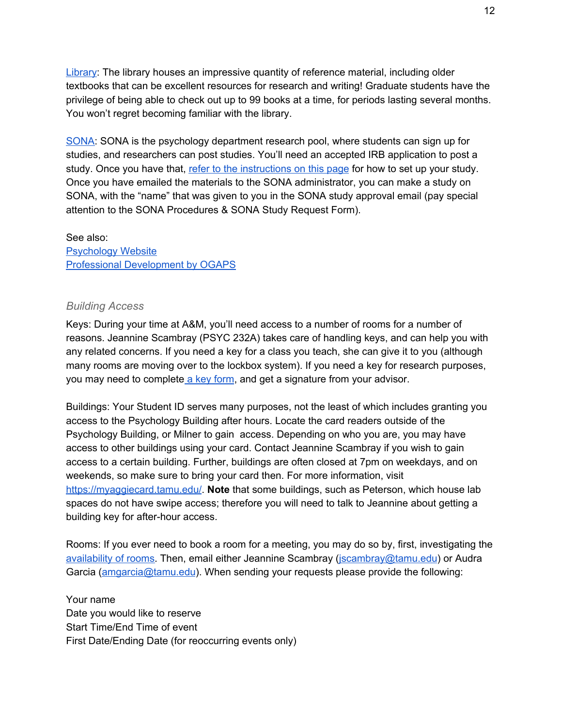Library: The library houses an impressive quantity of reference material, including older textbooks that can be excellent resources for research and writing! Graduate students have the privilege of being able to check out up to 99 books at a time, for periods lasting several months. You won't regret becoming familiar with the library.

SONA: SONA is the psychology department research pool, where students can sign up for studies, and researchers can post studies. You'll need an accepted IRB application to post a study. Once you have that, refer to the instructions on this page for how to set up your study. Once you have emailed the materials to the SONA administrator, you can make a study on SONA, with the "name" that was given to you in the SONA study approval email (pay special attention to the SONA Procedures & SONA Study Request Form).

See also:
Psychology Website
Professional Development by OGAPS

### *Building Access*

Keys: During your time at A&M, you'll need access to a number of rooms for a number of reasons. Jeannine Scambray (PSYC 232A) takes care of handling keys, and can help you with any related concerns. If you need a key for a class you teach, she can give it to you (although many rooms are moving over to the lockbox system). If you need a key for research purposes, you may need to complete a key form, and get a signature from your advisor.

Buildings: Your Student ID serves many purposes, not the least of which includes granting you access to the Psychology Building after hours. Locate the card readers outside of the Psychology Building, or Milner to gain access. Depending on who you are, you may have access to other buildings using your card. Contact Jeannine Scambray if you wish to gain access to a certain building. Further, buildings are often closed at 7pm on weekdays, and on weekends, so make sure to bring your card then. For more information, visit https://myaggiecard.tamu.edu/. **Note** that some buildings, such as Peterson, which house lab spaces do not have swipe access; therefore you will need to talk to Jeannine about getting a building key for after-hour access.

Rooms: If you ever need to book a room for a meeting, you may do so by, first, investigating the availability of rooms. Then, email either Jeannine Scambray (jscambray@tamu.edu) or Audra Garcia (amgarcia@tamu.edu). When sending your requests please provide the following:

Your name
Date you would like to reserve
Start Time/End Time of event
First Date/Ending Date (for reoccurring events only)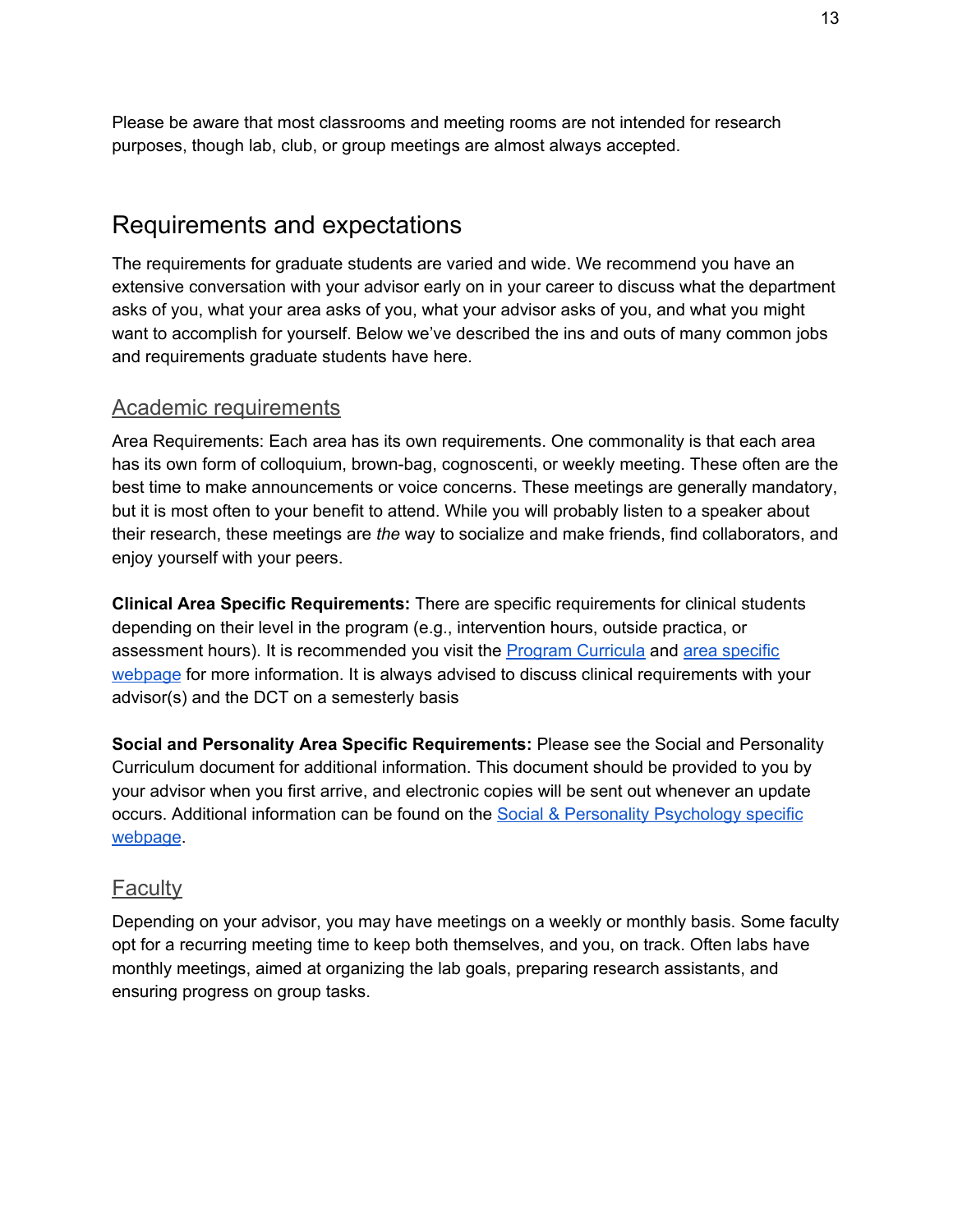Please be aware that most classrooms and meeting rooms are not intended for research purposes, though lab, club, or group meetings are almost always accepted.

# Requirements and expectations

The requirements for graduate students are varied and wide. We recommend you have an extensive conversation with your advisor early on in your career to discuss what the department asks of you, what your area asks of you, what your advisor asks of you, and what you might want to accomplish for yourself. Below we've described the ins and outs of many common jobs and requirements graduate students have here.

## Academic requirements

Area Requirements: Each area has its own requirements. One commonality is that each area has its own form of colloquium, brown-bag, cognoscenti, or weekly meeting. These often are the best time to make announcements or voice concerns. These meetings are generally mandatory, but it is most often to your benefit to attend. While you will probably listen to a speaker about their research, these meetings are *the* way to socialize and make friends, find collaborators, and enjoy yourself with your peers.

**Clinical Area Specific Requirements:** There are specific requirements for clinical students depending on their level in the program (e.g., intervention hours, outside practica, or assessment hours). It is recommended you visit the Program Curricula and area specific webpage for more information. It is always advised to discuss clinical requirements with your advisor(s) and the DCT on a semesterly basis

**Social and Personality Area Specific Requirements:** Please see the Social and Personality Curriculum document for additional information. This document should be provided to you by your advisor when you first arrive, and electronic copies will be sent out whenever an update occurs. Additional information can be found on the Social & Personality Psychology specific webpage.

## Faculty

Depending on your advisor, you may have meetings on a weekly or monthly basis. Some faculty opt for a recurring meeting time to keep both themselves, and you, on track. Often labs have monthly meetings, aimed at organizing the lab goals, preparing research assistants, and ensuring progress on group tasks.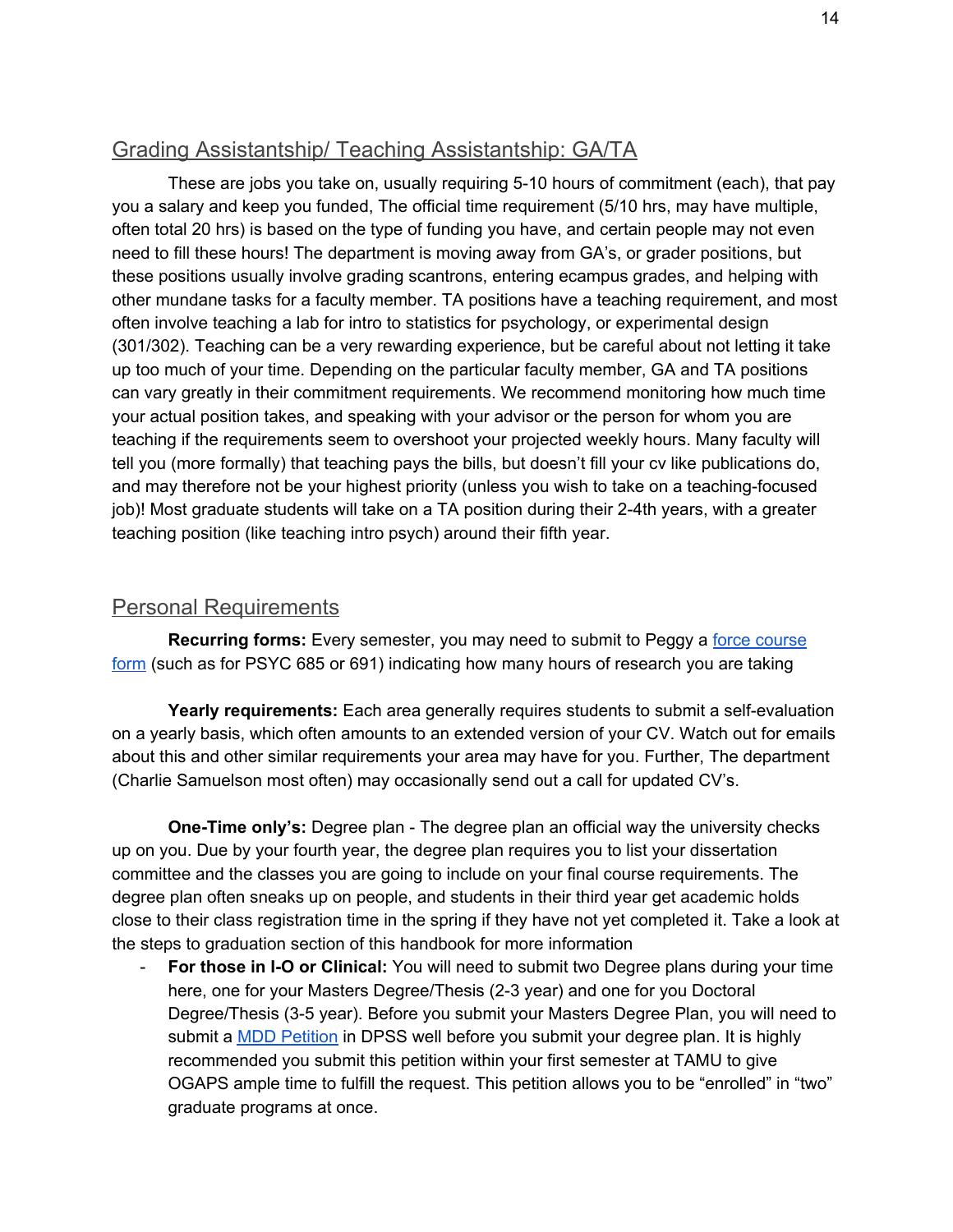## Grading Assistantship/ Teaching Assistantship: GA/TA

These are jobs you take on, usually requiring 5-10 hours of commitment (each), that pay you a salary and keep you funded, The official time requirement (5/10 hrs, may have multiple, often total 20 hrs) is based on the type of funding you have, and certain people may not even need to fill these hours! The department is moving away from GA's, or grader positions, but these positions usually involve grading scantrons, entering ecampus grades, and helping with other mundane tasks for a faculty member. TA positions have a teaching requirement, and most often involve teaching a lab for intro to statistics for psychology, or experimental design (301/302). Teaching can be a very rewarding experience, but be careful about not letting it take up too much of your time. Depending on the particular faculty member, GA and TA positions can vary greatly in their commitment requirements. We recommend monitoring how much time your actual position takes, and speaking with your advisor or the person for whom you are teaching if the requirements seem to overshoot your projected weekly hours. Many faculty will tell you (more formally) that teaching pays the bills, but doesn't fill your cv like publications do, and may therefore not be your highest priority (unless you wish to take on a teaching-focused job)! Most graduate students will take on a TA position during their 2-4th years, with a greater teaching position (like teaching intro psych) around their fifth year.

## Personal Requirements

**Recurring forms:** Every semester, you may need to submit to Peggy a force course form (such as for PSYC 685 or 691) indicating how many hours of research you are taking

**Yearly requirements:** Each area generally requires students to submit a self-evaluation on a yearly basis, which often amounts to an extended version of your CV. Watch out for emails about this and other similar requirements your area may have for you. Further, The department (Charlie Samuelson most often) may occasionally send out a call for updated CV's.

**One-Time only's:** Degree plan - The degree plan an official way the university checks up on you. Due by your fourth year, the degree plan requires you to list your dissertation committee and the classes you are going to include on your final course requirements. The degree plan often sneaks up on people, and students in their third year get academic holds close to their class registration time in the spring if they have not yet completed it. Take a look at the steps to graduation section of this handbook for more information

- **For those in I-O or Clinical:** You will need to submit two Degree plans during your time here, one for your Masters Degree/Thesis (2-3 year) and one for you Doctoral Degree/Thesis (3-5 year). Before you submit your Masters Degree Plan, you will need to submit a MDD Petition in DPSS well before you submit your degree plan. It is highly recommended you submit this petition within your first semester at TAMU to give OGAPS ample time to fulfill the request. This petition allows you to be "enrolled" in "two" graduate programs at once.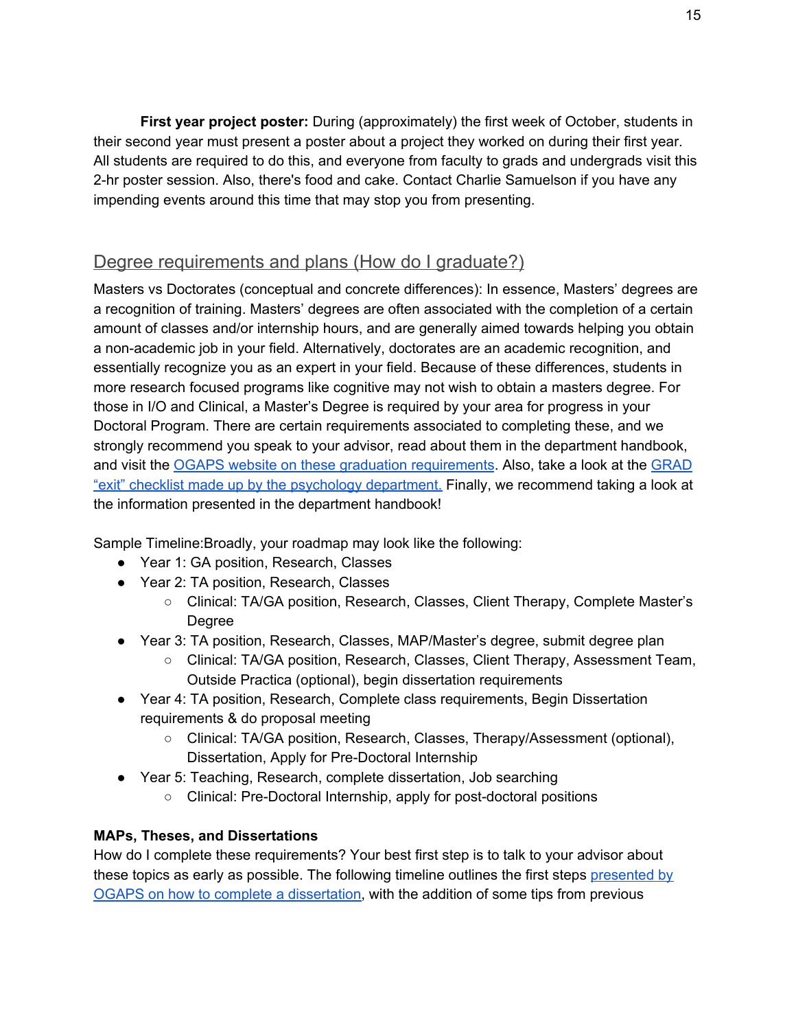**First year project poster:** During (approximately) the first week of October, students in their second year must present a poster about a project they worked on during their first year. All students are required to do this, and everyone from faculty to grads and undergrads visit this 2-hr poster session. Also, there's food and cake. Contact Charlie Samuelson if you have any impending events around this time that may stop you from presenting.

## Degree requirements and plans (How do I graduate?)

Masters vs Doctorates (conceptual and concrete differences): In essence, Masters' degrees are a recognition of training. Masters' degrees are often associated with the completion of a certain amount of classes and/or internship hours, and are generally aimed towards helping you obtain a non-academic job in your field. Alternatively, doctorates are an academic recognition, and essentially recognize you as an expert in your field. Because of these differences, students in more research focused programs like cognitive may not wish to obtain a masters degree. For those in I/O and Clinical, a Master's Degree is required by your area for progress in your Doctoral Program. There are certain requirements associated to completing these, and we strongly recommend you speak to your advisor, read about them in the department handbook, and visit the OGAPS website on these graduation requirements. Also, take a look at the GRAD "exit" checklist made up by the psychology department. Finally, we recommend taking a look at the information presented in the department handbook!

Sample Timeline:Broadly, your roadmap may look like the following:

- Year 1: GA position, Research, Classes
- Year 2: TA position, Research, Classes
  - Clinical: TA/GA position, Research, Classes, Client Therapy, Complete Master's Degree
- Year 3: TA position, Research, Classes, MAP/Master's degree, submit degree plan
  - Clinical: TA/GA position, Research, Classes, Client Therapy, Assessment Team, Outside Practica (optional), begin dissertation requirements
- Year 4: TA position, Research, Complete class requirements, Begin Dissertation requirements & do proposal meeting
  - Clinical: TA/GA position, Research, Classes, Therapy/Assessment (optional), Dissertation, Apply for Pre-Doctoral Internship
- Year 5: Teaching, Research, complete dissertation, Job searching
  - Clinical: Pre-Doctoral Internship, apply for post-doctoral positions

**MAPs, Theses, and Dissertations**

How do I complete these requirements? Your best first step is to talk to your advisor about these topics as early as possible. The following timeline outlines the first steps presented by OGAPS on how to complete a dissertation, with the addition of some tips from previous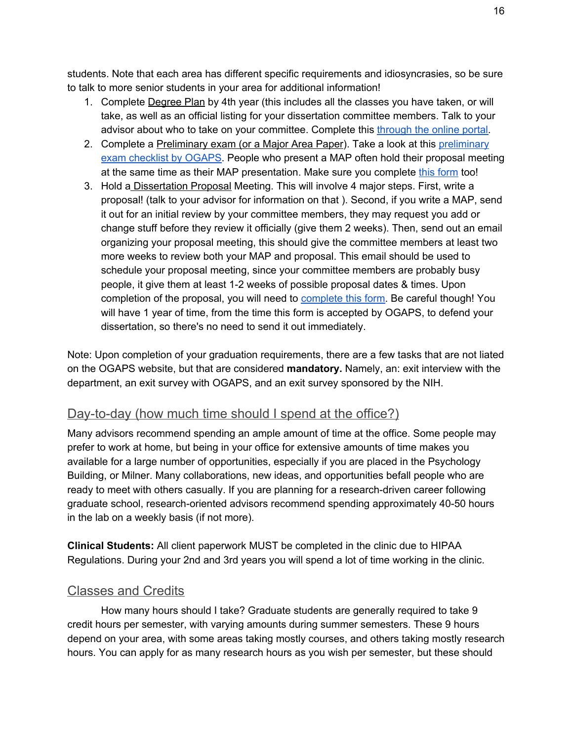students. Note that each area has different specific requirements and idiosyncrasies, so be sure to talk to more senior students in your area for additional information!

1. Complete Degree Plan by 4th year (this includes all the classes you have taken, or will take, as well as an official listing for your dissertation committee members. Talk to your advisor about who to take on your committee. Complete this through the online portal.
2. Complete a Preliminary exam (or a Major Area Paper). Take a look at this preliminary exam checklist by OGAPS. People who present a MAP often hold their proposal meeting at the same time as their MAP presentation. Make sure you complete this form too!
3. Hold a Dissertation Proposal Meeting. This will involve 4 major steps. First, write a proposal! (talk to your advisor for information on that ). Second, if you write a MAP, send it out for an initial review by your committee members, they may request you add or change stuff before they review it officially (give them 2 weeks). Then, send out an email organizing your proposal meeting, this should give the committee members at least two more weeks to review both your MAP and proposal. This email should be used to schedule your proposal meeting, since your committee members are probably busy people, it give them at least 1-2 weeks of possible proposal dates & times. Upon completion of the proposal, you will need to complete this form. Be careful though! You will have 1 year of time, from the time this form is accepted by OGAPS, to defend your dissertation, so there's no need to send it out immediately.

Note: Upon completion of your graduation requirements, there are a few tasks that are not liated on the OGAPS website, but that are considered **mandatory.** Namely, an: exit interview with the department, an exit survey with OGAPS, and an exit survey sponsored by the NIH.

## Day-to-day (how much time should I spend at the office?)

Many advisors recommend spending an ample amount of time at the office. Some people may prefer to work at home, but being in your office for extensive amounts of time makes you available for a large number of opportunities, especially if you are placed in the Psychology Building, or Milner. Many collaborations, new ideas, and opportunities befall people who are ready to meet with others casually. If you are planning for a research-driven career following graduate school, research-oriented advisors recommend spending approximately 40-50 hours in the lab on a weekly basis (if not more).

**Clinical Students:** All client paperwork MUST be completed in the clinic due to HIPAA Regulations. During your 2nd and 3rd years you will spend a lot of time working in the clinic.

## Classes and Credits

How many hours should I take? Graduate students are generally required to take 9 credit hours per semester, with varying amounts during summer semesters. These 9 hours depend on your area, with some areas taking mostly courses, and others taking mostly research hours. You can apply for as many research hours as you wish per semester, but these should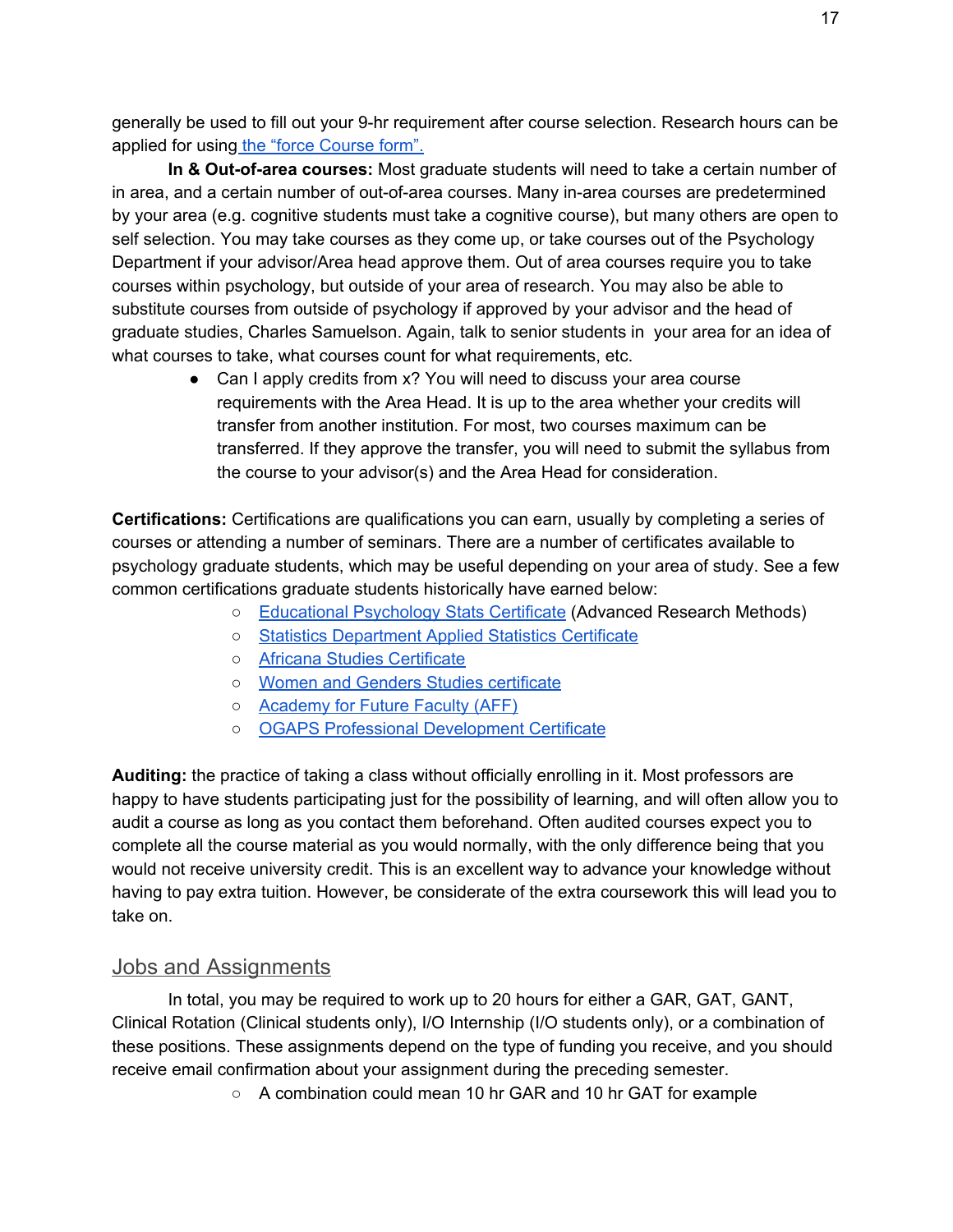generally be used to fill out your 9-hr requirement after course selection. Research hours can be applied for using [the "force Course form".]

**In & Out-of-area courses:** Most graduate students will need to take a certain number of in area, and a certain number of out-of-area courses. Many in-area courses are predetermined by your area (e.g. cognitive students must take a cognitive course), but many others are open to self selection. You may take courses as they come up, or take courses out of the Psychology Department if your advisor/Area head approve them. Out of area courses require you to take courses within psychology, but outside of your area of research. You may also be able to substitute courses from outside of psychology if approved by your advisor and the head of graduate studies, Charles Samuelson. Again, talk to senior students in your area for an idea of what courses to take, what courses count for what requirements, etc.

- Can I apply credits from x? You will need to discuss your area course requirements with the Area Head. It is up to the area whether your credits will transfer from another institution. For most, two courses maximum can be transferred. If they approve the transfer, you will need to submit the syllabus from the course to your advisor(s) and the Area Head for consideration.

**Certifications:** Certifications are qualifications you can earn, usually by completing a series of courses or attending a number of seminars. There are a number of certificates available to psychology graduate students, which may be useful depending on your area of study. See a few common certifications graduate students historically have earned below:

- Educational Psychology Stats Certificate (Advanced Research Methods)
- Statistics Department Applied Statistics Certificate
- Africana Studies Certificate
- Women and Genders Studies certificate
- Academy for Future Faculty (AFF)
- OGAPS Professional Development Certificate

**Auditing:** the practice of taking a class without officially enrolling in it. Most professors are happy to have students participating just for the possibility of learning, and will often allow you to audit a course as long as you contact them beforehand. Often audited courses expect you to complete all the course material as you would normally, with the only difference being that you would not receive university credit. This is an excellent way to advance your knowledge without having to pay extra tuition. However, be considerate of the extra coursework this will lead you to take on.

## Jobs and Assignments

In total, you may be required to work up to 20 hours for either a GAR, GAT, GANT, Clinical Rotation (Clinical students only), I/O Internship (I/O students only), or a combination of these positions. These assignments depend on the type of funding you receive, and you should receive email confirmation about your assignment during the preceding semester.

- A combination could mean 10 hr GAR and 10 hr GAT for example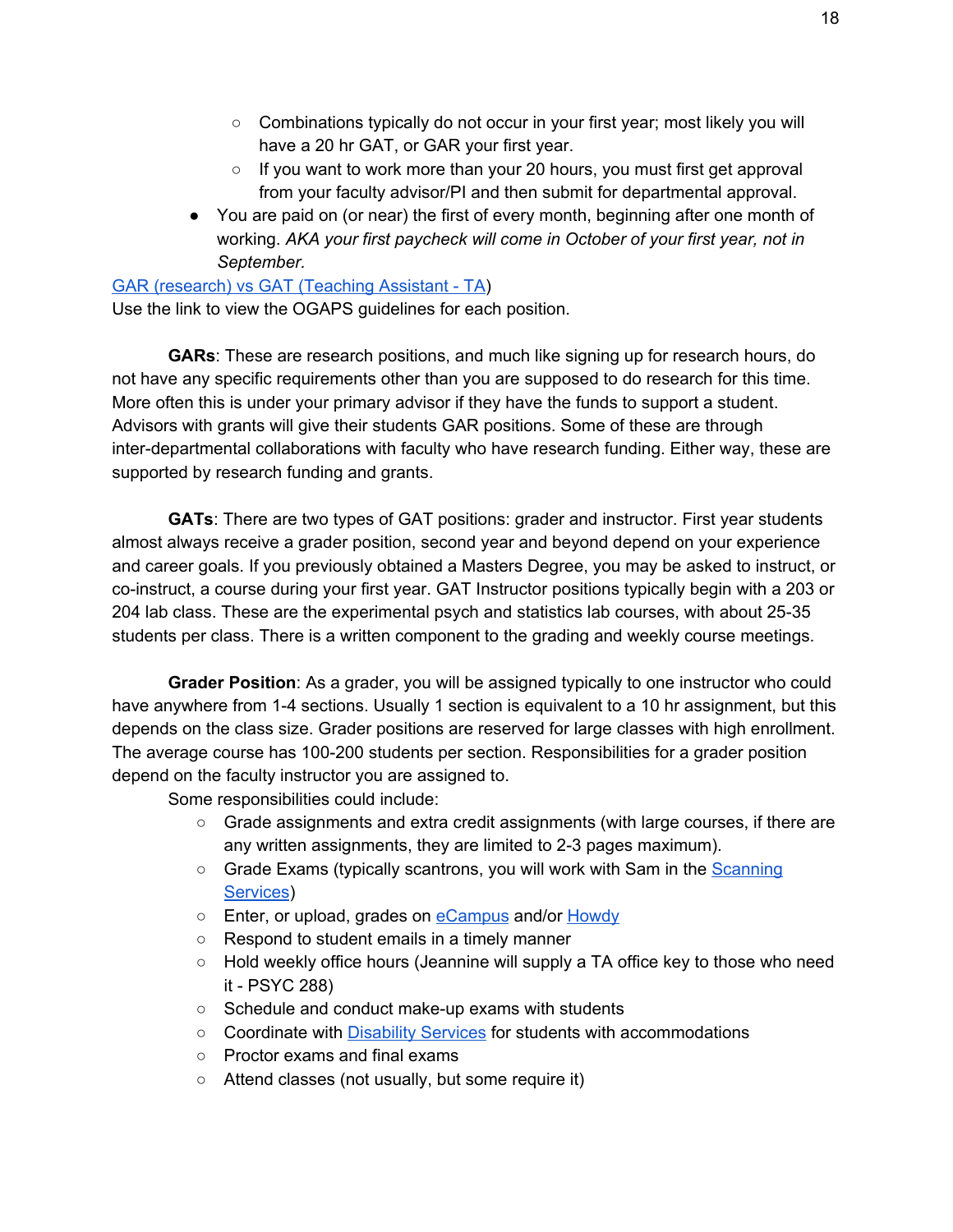- Combinations typically do not occur in your first year; most likely you will have a 20 hr GAT, or GAR your first year.
    - If you want to work more than your 20 hours, you must first get approval from your faculty advisor/PI and then submit for departmental approval.
- You are paid on (or near) the first of every month, beginning after one month of working. *AKA your first paycheck will come in October of your first year, not in September.*

[GAR (research) vs GAT (Teaching Assistant - TA)](#)
Use the link to view the OGAPS guidelines for each position.

**GARs**: These are research positions, and much like signing up for research hours, do not have any specific requirements other than you are supposed to do research for this time. More often this is under your primary advisor if they have the funds to support a student. Advisors with grants will give their students GAR positions. Some of these are through inter-departmental collaborations with faculty who have research funding. Either way, these are supported by research funding and grants.

**GATs**: There are two types of GAT positions: grader and instructor. First year students almost always receive a grader position, second year and beyond depend on your experience and career goals. If you previously obtained a Masters Degree, you may be asked to instruct, or co-instruct, a course during your first year. GAT Instructor positions typically begin with a 203 or 204 lab class. These are the experimental psych and statistics lab courses, with about 25-35 students per class. There is a written component to the grading and weekly course meetings.

**Grader Position**: As a grader, you will be assigned typically to one instructor who could have anywhere from 1-4 sections. Usually 1 section is equivalent to a 10 hr assignment, but this depends on the class size. Grader positions are reserved for large classes with high enrollment. The average course has 100-200 students per section. Responsibilities for a grader position depend on the faculty instructor you are assigned to.

Some responsibilities could include:

- Grade assignments and extra credit assignments (with large courses, if there are any written assignments, they are limited to 2-3 pages maximum).
- Grade Exams (typically scantrons, you will work with Sam in the [Scanning Services](#))
- Enter, or upload, grades on [eCampus](#) and/or [Howdy](#)
- Respond to student emails in a timely manner
- Hold weekly office hours (Jeannine will supply a TA office key to those who need it - PSYC 288)
- Schedule and conduct make-up exams with students
- Coordinate with [Disability Services](#) for students with accommodations
- Proctor exams and final exams
- Attend classes (not usually, but some require it)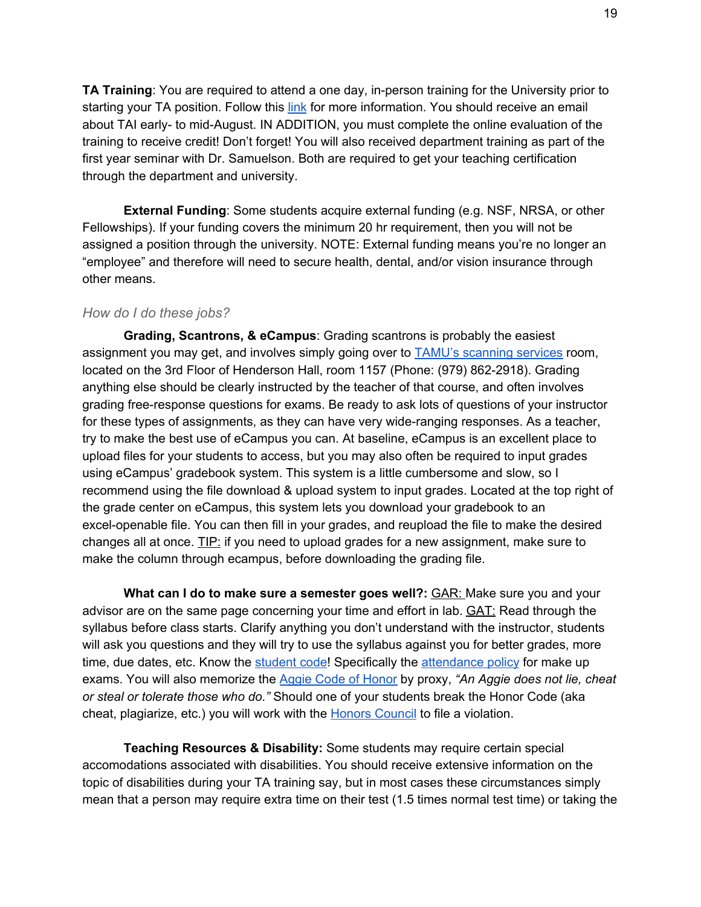**TA Training**: You are required to attend a one day, in-person training for the University prior to starting your TA position. Follow this link for more information. You should receive an email about TAI early- to mid-August. IN ADDITION, you must complete the online evaluation of the training to receive credit! Don't forget! You will also received department training as part of the first year seminar with Dr. Samuelson. Both are required to get your teaching certification through the department and university.

**External Funding**: Some students acquire external funding (e.g. NSF, NRSA, or other Fellowships). If your funding covers the minimum 20 hr requirement, then you will not be assigned a position through the university. NOTE: External funding means you're no longer an "employee" and therefore will need to secure health, dental, and/or vision insurance through other means.

*How do I do these jobs?*

**Grading, Scantrons, & eCampus**: Grading scantrons is probably the easiest assignment you may get, and involves simply going over to TAMU's scanning services room, located on the 3rd Floor of Henderson Hall, room 1157 (Phone: (979) 862-2918). Grading anything else should be clearly instructed by the teacher of that course, and often involves grading free-response questions for exams. Be ready to ask lots of questions of your instructor for these types of assignments, as they can have very wide-ranging responses. As a teacher, try to make the best use of eCampus you can. At baseline, eCampus is an excellent place to upload files for your students to access, but you may also often be required to input grades using eCampus' gradebook system. This system is a little cumbersome and slow, so I recommend using the file download & upload system to input grades. Located at the top right of the grade center on eCampus, this system lets you download your gradebook to an excel-openable file. You can then fill in your grades, and reupload the file to make the desired changes all at once. TIP: if you need to upload grades for a new assignment, make sure to make the column through ecampus, before downloading the grading file.

**What can I do to make sure a semester goes well?:** GAR: Make sure you and your advisor are on the same page concerning your time and effort in lab. GAT: Read through the syllabus before class starts. Clarify anything you don't understand with the instructor, students will ask you questions and they will try to use the syllabus against you for better grades, more time, due dates, etc. Know the student code! Specifically the attendance policy for make up exams. You will also memorize the Aggie Code of Honor by proxy, *"An Aggie does not lie, cheat or steal or tolerate those who do."* Should one of your students break the Honor Code (aka cheat, plagiarize, etc.) you will work with the Honors Council to file a violation.

**Teaching Resources & Disability:** Some students may require certain special accomodations associated with disabilities. You should receive extensive information on the topic of disabilities during your TA training say, but in most cases these circumstances simply mean that a person may require extra time on their test (1.5 times normal test time) or taking the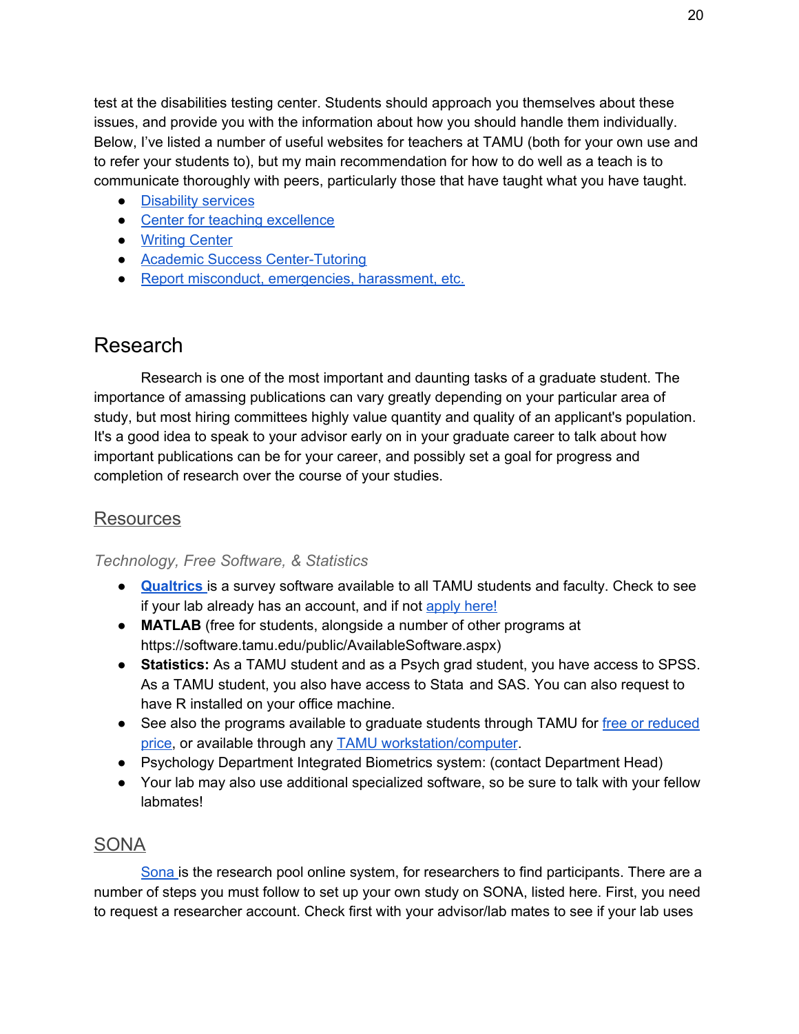test at the disabilities testing center. Students should approach you themselves about these issues, and provide you with the information about how you should handle them individually. Below, I've listed a number of useful websites for teachers at TAMU (both for your own use and to refer your students to), but my main recommendation for how to do well as a teach is to communicate thoroughly with peers, particularly those that have taught what you have taught.

- Disability services
- Center for teaching excellence
- Writing Center
- Academic Success Center-Tutoring
- Report misconduct, emergencies, harassment, etc.

# Research

Research is one of the most important and daunting tasks of a graduate student. The importance of amassing publications can vary greatly depending on your particular area of study, but most hiring committees highly value quantity and quality of an applicant's population. It's a good idea to speak to your advisor early on in your graduate career to talk about how important publications can be for your career, and possibly set a goal for progress and completion of research over the course of your studies.

## Resources

*Technology, Free Software, & Statistics*

- **Qualtrics** is a survey software available to all TAMU students and faculty. Check to see if your lab already has an account, and if not apply here!
- **MATLAB** (free for students, alongside a number of other programs at https://software.tamu.edu/public/AvailableSoftware.aspx)
- **Statistics:** As a TAMU student and as a Psych grad student, you have access to SPSS. As a TAMU student, you also have access to Stata and SAS. You can also request to have R installed on your office machine.
- See also the programs available to graduate students through TAMU for free or reduced price, or available through any TAMU workstation/computer.
- Psychology Department Integrated Biometrics system: (contact Department Head)
- Your lab may also use additional specialized software, so be sure to talk with your fellow labmates!

## SONA

Sona is the research pool online system, for researchers to find participants. There are a number of steps you must follow to set up your own study on SONA, listed here. First, you need to request a researcher account. Check first with your advisor/lab mates to see if your lab uses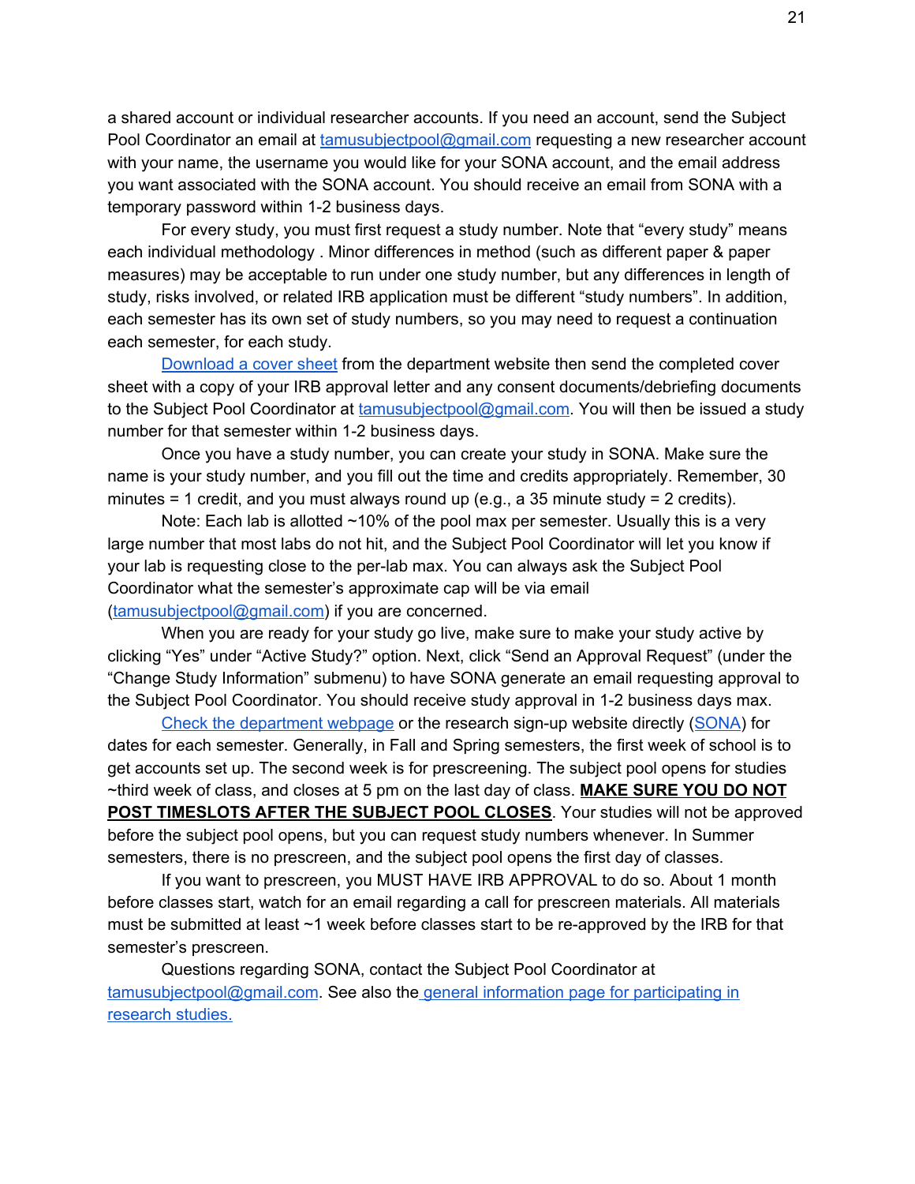a shared account or individual researcher accounts. If you need an account, send the Subject Pool Coordinator an email at tamusubjectpool@gmail.com requesting a new researcher account with your name, the username you would like for your SONA account, and the email address you want associated with the SONA account. You should receive an email from SONA with a temporary password within 1-2 business days.

For every study, you must first request a study number. Note that "every study" means each individual methodology . Minor differences in method (such as different paper & paper measures) may be acceptable to run under one study number, but any differences in length of study, risks involved, or related IRB application must be different "study numbers". In addition, each semester has its own set of study numbers, so you may need to request a continuation each semester, for each study.

[Download a cover sheet](#) from the department website then send the completed cover sheet with a copy of your IRB approval letter and any consent documents/debriefing documents to the Subject Pool Coordinator at tamusubjectpool@gmail.com. You will then be issued a study number for that semester within 1-2 business days.

Once you have a study number, you can create your study in SONA. Make sure the name is your study number, and you fill out the time and credits appropriately. Remember, 30 minutes = 1 credit, and you must always round up (e.g., a 35 minute study = 2 credits).

Note: Each lab is allotted ~10% of the pool max per semester. Usually this is a very large number that most labs do not hit, and the Subject Pool Coordinator will let you know if your lab is requesting close to the per-lab max. You can always ask the Subject Pool Coordinator what the semester's approximate cap will be via email (tamusubjectpool@gmail.com) if you are concerned.

When you are ready for your study go live, make sure to make your study active by clicking "Yes" under "Active Study?" option. Next, click "Send an Approval Request" (under the "Change Study Information" submenu) to have SONA generate an email requesting approval to the Subject Pool Coordinator. You should receive study approval in 1-2 business days max.

[Check the department webpage](#) or the research sign-up website directly ([SONA](#)) for dates for each semester. Generally, in Fall and Spring semesters, the first week of school is to get accounts set up. The second week is for prescreening. The subject pool opens for studies ~third week of class, and closes at 5 pm on the last day of class. **MAKE SURE YOU DO NOT POST TIMESLOTS AFTER THE SUBJECT POOL CLOSES**. Your studies will not be approved before the subject pool opens, but you can request study numbers whenever. In Summer semesters, there is no prescreen, and the subject pool opens the first day of classes.

If you want to prescreen, you MUST HAVE IRB APPROVAL to do so. About 1 month before classes start, watch for an email regarding a call for prescreen materials. All materials must be submitted at least ~1 week before classes start to be re-approved by the IRB for that semester's prescreen.

Questions regarding SONA, contact the Subject Pool Coordinator at tamusubjectpool@gmail.com. See also the [general information page for participating in research studies.](#)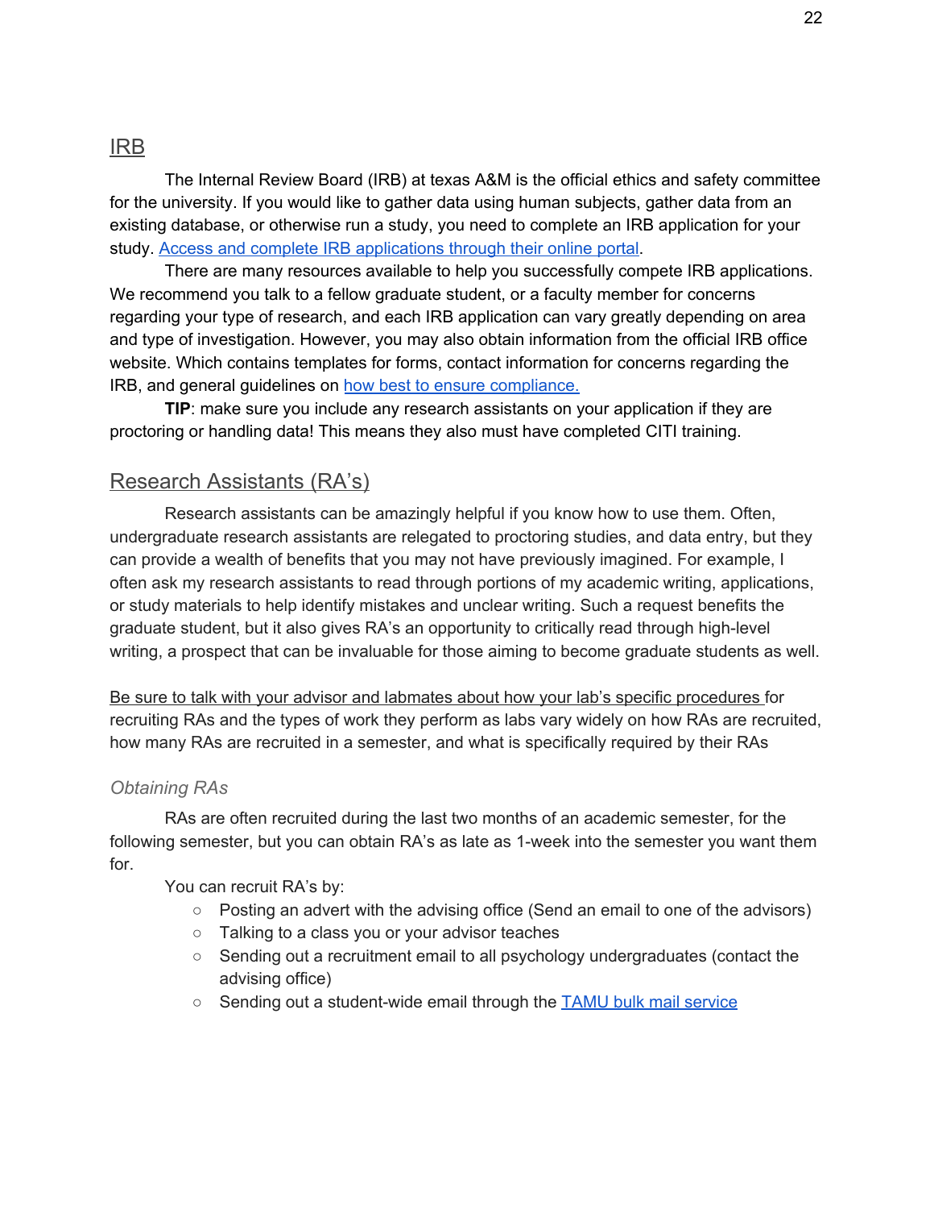## IRB

The Internal Review Board (IRB) at texas A&M is the official ethics and safety committee for the university. If you would like to gather data using human subjects, gather data from an existing database, or otherwise run a study, you need to complete an IRB application for your study. [Access and complete IRB applications through their online portal].

There are many resources available to help you successfully compete IRB applications. We recommend you talk to a fellow graduate student, or a faculty member for concerns regarding your type of research, and each IRB application can vary greatly depending on area and type of investigation. However, you may also obtain information from the official IRB office website. Which contains templates for forms, contact information for concerns regarding the IRB, and general guidelines on [how best to ensure compliance.]

**TIP**: make sure you include any research assistants on your application if they are proctoring or handling data! This means they also must have completed CITI training.

## Research Assistants (RA's)

Research assistants can be amazingly helpful if you know how to use them. Often, undergraduate research assistants are relegated to proctoring studies, and data entry, but they can provide a wealth of benefits that you may not have previously imagined. For example, I often ask my research assistants to read through portions of my academic writing, applications, or study materials to help identify mistakes and unclear writing. Such a request benefits the graduate student, but it also gives RA's an opportunity to critically read through high-level writing, a prospect that can be invaluable for those aiming to become graduate students as well.

Be sure to talk with your advisor and labmates about how your lab's specific procedures for recruiting RAs and the types of work they perform as labs vary widely on how RAs are recruited, how many RAs are recruited in a semester, and what is specifically required by their RAs

### *Obtaining RAs*

RAs are often recruited during the last two months of an academic semester, for the following semester, but you can obtain RA's as late as 1-week into the semester you want them for.

You can recruit RA's by:

- Posting an advert with the advising office (Send an email to one of the advisors)
- Talking to a class you or your advisor teaches
- Sending out a recruitment email to all psychology undergraduates (contact the advising office)
- Sending out a student-wide email through the [TAMU bulk mail service]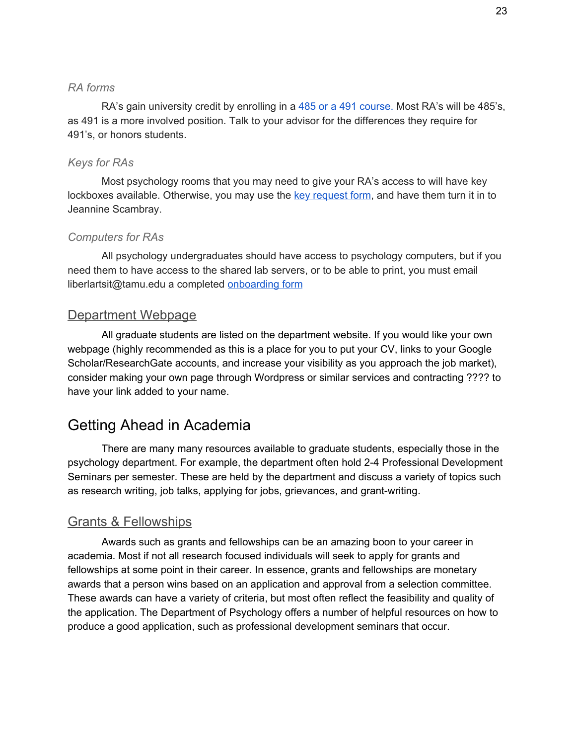### *RA forms*

RA's gain university credit by enrolling in a [485 or a 491 course.]() Most RA's will be 485's, as 491 is a more involved position. Talk to your advisor for the differences they require for 491's, or honors students.

### *Keys for RAs*

Most psychology rooms that you may need to give your RA's access to will have key lockboxes available. Otherwise, you may use the [key request form](), and have them turn it in to Jeannine Scambray.

### *Computers for RAs*

All psychology undergraduates should have access to psychology computers, but if you need them to have access to the shared lab servers, or to be able to print, you must email liberlartsit@tamu.edu a completed [onboarding form]()

## Department Webpage

All graduate students are listed on the department website. If you would like your own webpage (highly recommended as this is a place for you to put your CV, links to your Google Scholar/ResearchGate accounts, and increase your visibility as you approach the job market), consider making your own page through Wordpress or similar services and contracting ???? to have your link added to your name.

# Getting Ahead in Academia

There are many many resources available to graduate students, especially those in the psychology department. For example, the department often hold 2-4 Professional Development Seminars per semester. These are held by the department and discuss a variety of topics such as research writing, job talks, applying for jobs, grievances, and grant-writing.

## Grants & Fellowships

Awards such as grants and fellowships can be an amazing boon to your career in academia. Most if not all research focused individuals will seek to apply for grants and fellowships at some point in their career. In essence, grants and fellowships are monetary awards that a person wins based on an application and approval from a selection committee. These awards can have a variety of criteria, but most often reflect the feasibility and quality of the application. The Department of Psychology offers a number of helpful resources on how to produce a good application, such as professional development seminars that occur.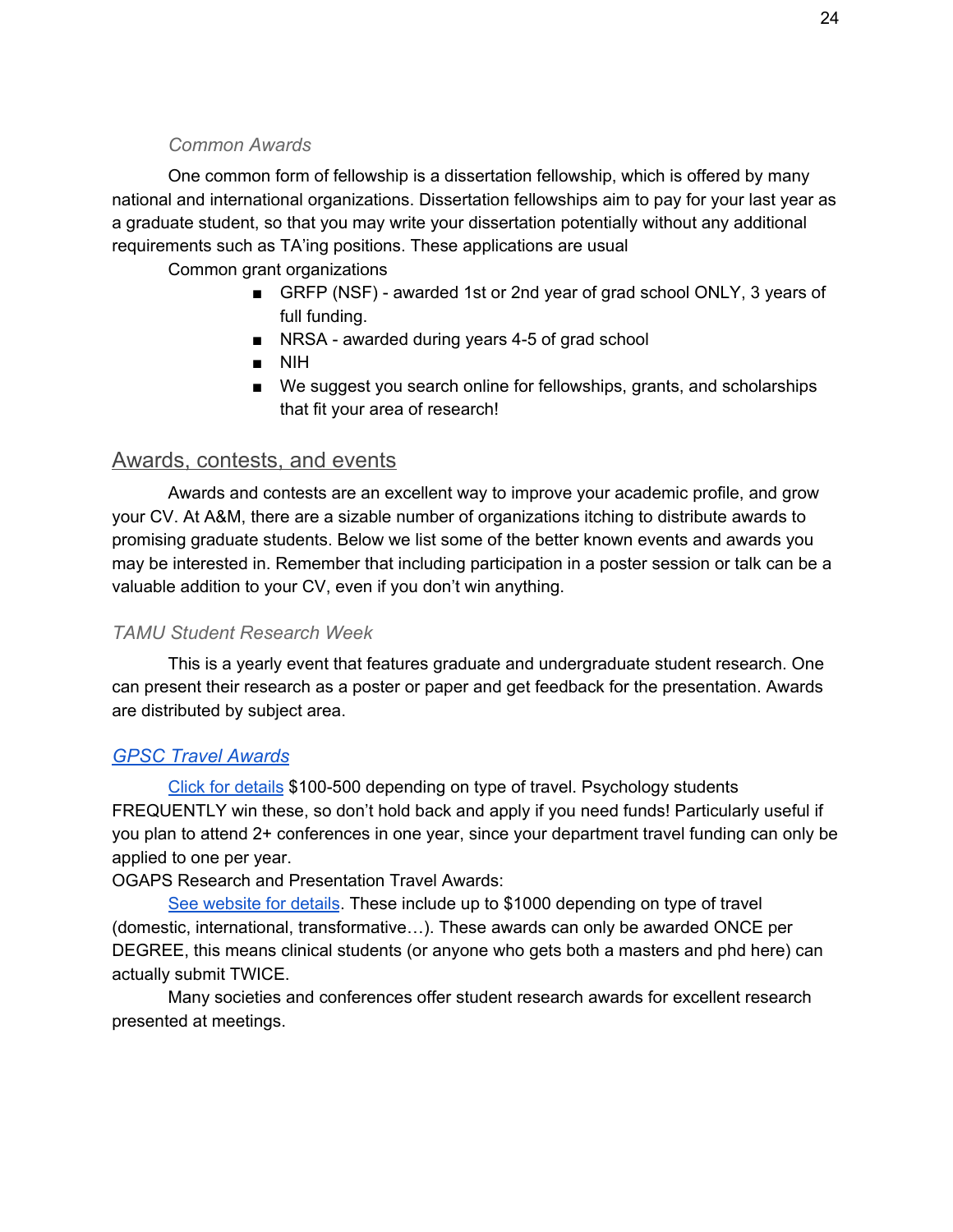### *Common Awards*

One common form of fellowship is a dissertation fellowship, which is offered by many national and international organizations. Dissertation fellowships aim to pay for your last year as a graduate student, so that you may write your dissertation potentially without any additional requirements such as TA'ing positions. These applications are usual

Common grant organizations

- GRFP (NSF) - awarded 1st or 2nd year of grad school ONLY, 3 years of full funding.
- NRSA - awarded during years 4-5 of grad school
- NIH
- We suggest you search online for fellowships, grants, and scholarships that fit your area of research!

## Awards, contests, and events

Awards and contests are an excellent way to improve your academic profile, and grow your CV. At A&M, there are a sizable number of organizations itching to distribute awards to promising graduate students. Below we list some of the better known events and awards you may be interested in. Remember that including participation in a poster session or talk can be a valuable addition to your CV, even if you don't win anything.

### *TAMU Student Research Week*

This is a yearly event that features graduate and undergraduate student research. One can present their research as a poster or paper and get feedback for the presentation. Awards are distributed by subject area.

### *GPSC Travel Awards*

Click for details $100-500 depending on type of travel. Psychology students FREQUENTLY win these, so don't hold back and apply if you need funds! Particularly useful if you plan to attend 2+ conferences in one year, since your department travel funding can only be applied to one per year.

OGAPS Research and Presentation Travel Awards:

See website for details. These include up to $1000 depending on type of travel (domestic, international, transformative…). These awards can only be awarded ONCE per DEGREE, this means clinical students (or anyone who gets both a masters and phd here) can actually submit TWICE.

Many societies and conferences offer student research awards for excellent research presented at meetings.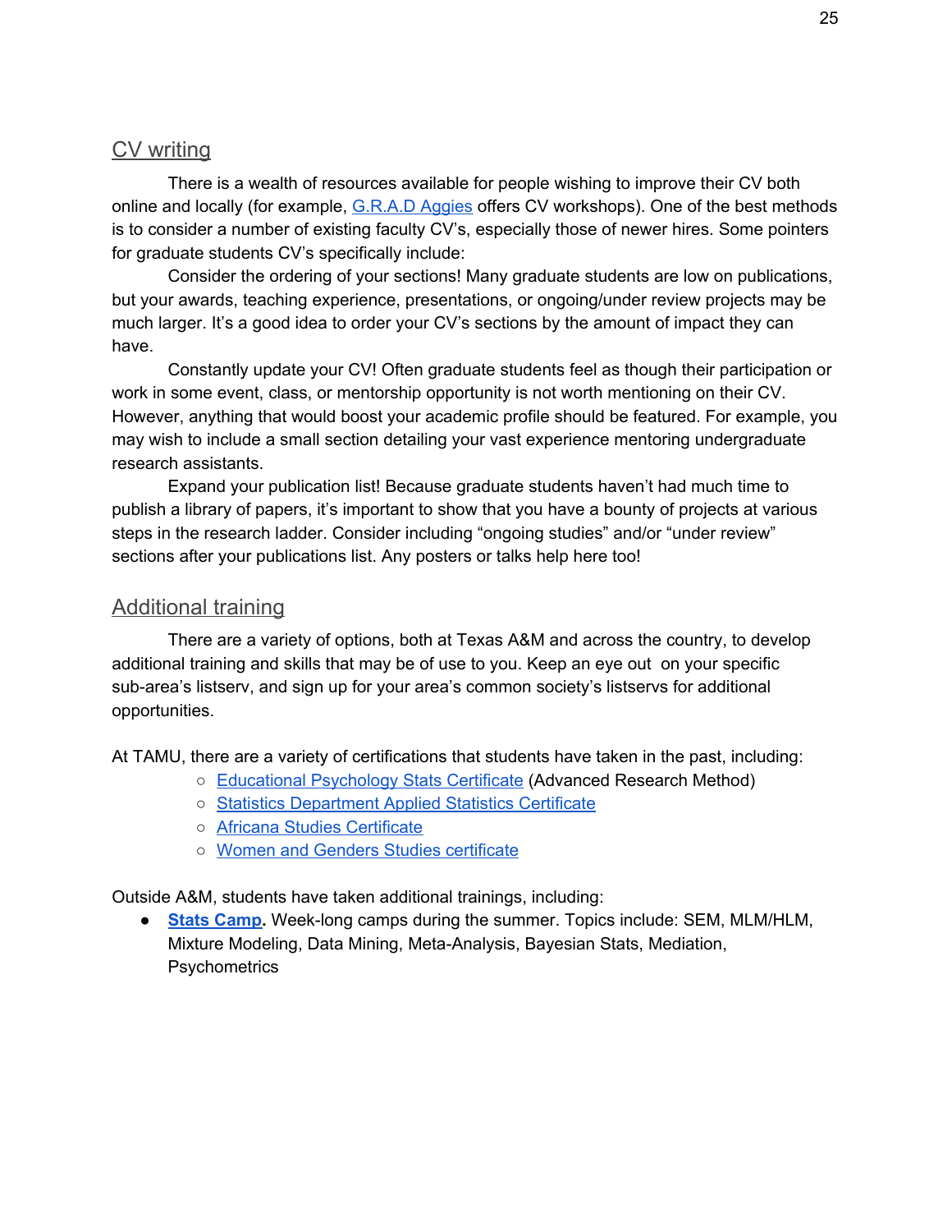## CV writing

There is a wealth of resources available for people wishing to improve their CV both online and locally (for example, G.R.A.D Aggies offers CV workshops). One of the best methods is to consider a number of existing faculty CV's, especially those of newer hires. Some pointers for graduate students CV's specifically include:

Consider the ordering of your sections! Many graduate students are low on publications, but your awards, teaching experience, presentations, or ongoing/under review projects may be much larger. It's a good idea to order your CV's sections by the amount of impact they can have.

Constantly update your CV! Often graduate students feel as though their participation or work in some event, class, or mentorship opportunity is not worth mentioning on their CV. However, anything that would boost your academic profile should be featured. For example, you may wish to include a small section detailing your vast experience mentoring undergraduate research assistants.

Expand your publication list! Because graduate students haven't had much time to publish a library of papers, it's important to show that you have a bounty of projects at various steps in the research ladder. Consider including "ongoing studies" and/or "under review" sections after your publications list. Any posters or talks help here too!

## Additional training

There are a variety of options, both at Texas A&M and across the country, to develop additional training and skills that may be of use to you. Keep an eye out on your specific sub-area's listserv, and sign up for your area's common society's listservs for additional opportunities.

At TAMU, there are a variety of certifications that students have taken in the past, including:

- Educational Psychology Stats Certificate (Advanced Research Method)
- Statistics Department Applied Statistics Certificate
- Africana Studies Certificate
- Women and Genders Studies certificate

Outside A&M, students have taken additional trainings, including:

- **Stats Camp.** Week-long camps during the summer. Topics include: SEM, MLM/HLM, Mixture Modeling, Data Mining, Meta-Analysis, Bayesian Stats, Mediation, Psychometrics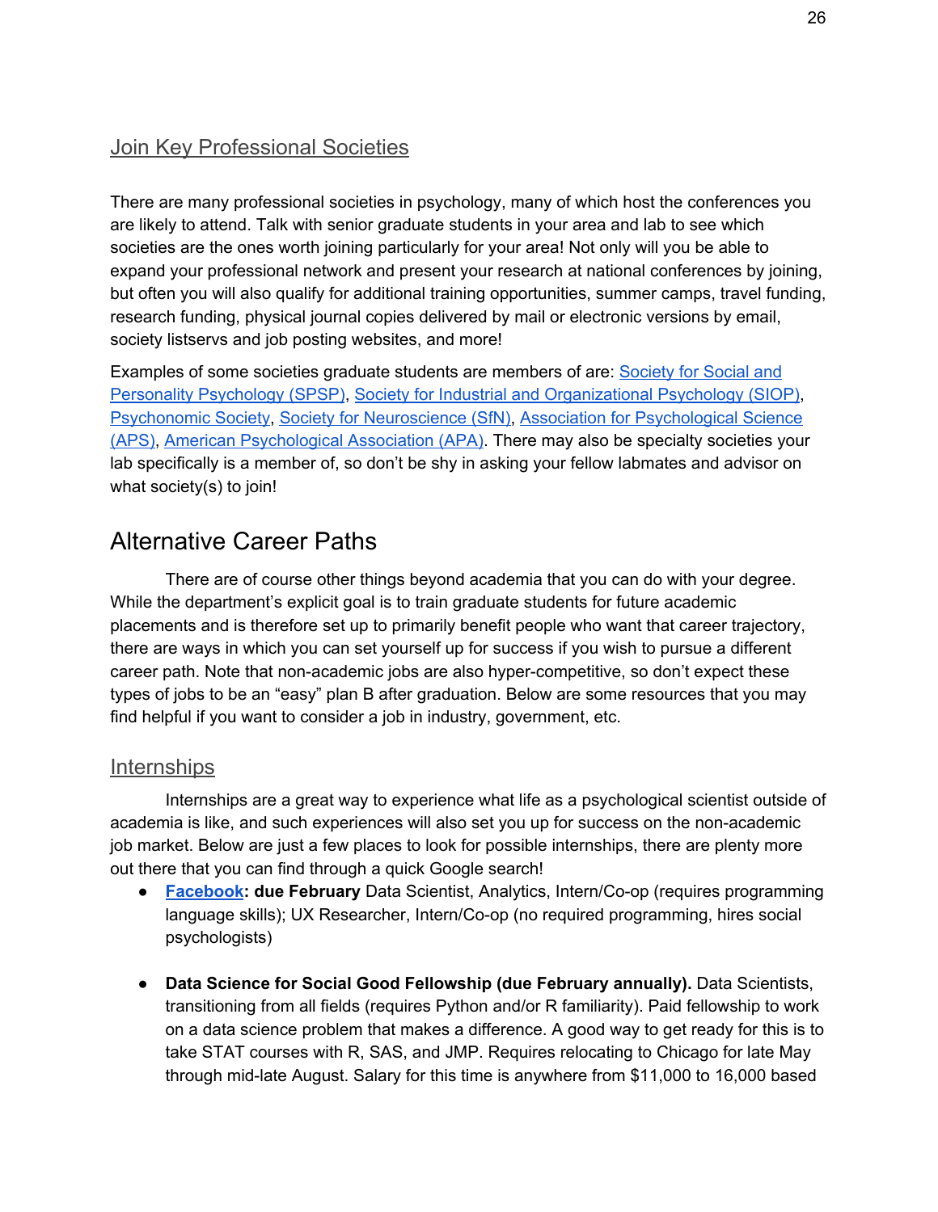### Join Key Professional Societies

There are many professional societies in psychology, many of which host the conferences you are likely to attend. Talk with senior graduate students in your area and lab to see which societies are the ones worth joining particularly for your area! Not only will you be able to expand your professional network and present your research at national conferences by joining, but often you will also qualify for additional training opportunities, summer camps, travel funding, research funding, physical journal copies delivered by mail or electronic versions by email, society listservs and job posting websites, and more!

Examples of some societies graduate students are members of are: Society for Social and Personality Psychology (SPSP), Society for Industrial and Organizational Psychology (SIOP), Psychonomic Society, Society for Neuroscience (SfN), Association for Psychological Science (APS), American Psychological Association (APA). There may also be specialty societies your lab specifically is a member of, so don't be shy in asking your fellow labmates and advisor on what society(s) to join!

## Alternative Career Paths

There are of course other things beyond academia that you can do with your degree. While the department's explicit goal is to train graduate students for future academic placements and is therefore set up to primarily benefit people who want that career trajectory, there are ways in which you can set yourself up for success if you wish to pursue a different career path. Note that non-academic jobs are also hyper-competitive, so don't expect these types of jobs to be an "easy" plan B after graduation. Below are some resources that you may find helpful if you want to consider a job in industry, government, etc.

### Internships

Internships are a great way to experience what life as a psychological scientist outside of academia is like, and such experiences will also set you up for success on the non-academic job market. Below are just a few places to look for possible internships, there are plenty more out there that you can find through a quick Google search!

- **Facebook: due February** Data Scientist, Analytics, Intern/Co-op (requires programming language skills); UX Researcher, Intern/Co-op (no required programming, hires social psychologists)

- **Data Science for Social Good Fellowship (due February annually).** Data Scientists, transitioning from all fields (requires Python and/or R familiarity). Paid fellowship to work on a data science problem that makes a difference. A good way to get ready for this is to take STAT courses with R, SAS, and JMP. Requires relocating to Chicago for late May through mid-late August. Salary for this time is anywhere from $11,000 to 16,000 based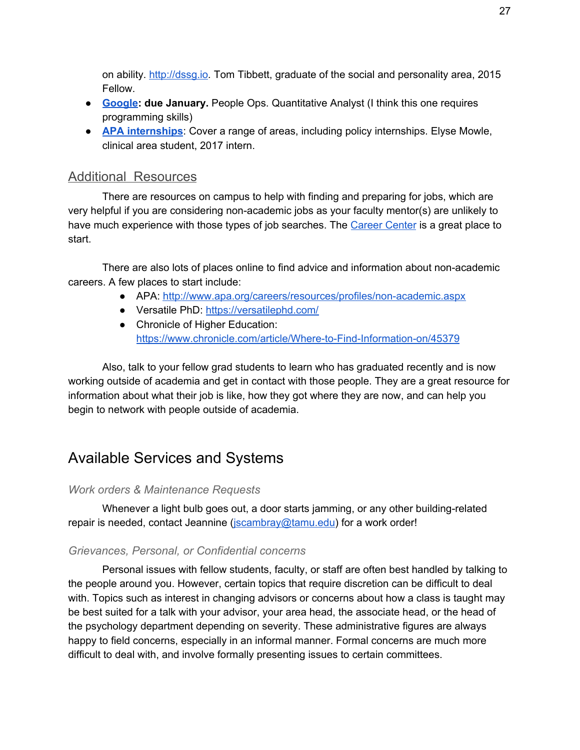on ability. http://dssg.io. Tom Tibbett, graduate of the social and personality area, 2015 Fellow.

- **Google: due January.** People Ops. Quantitative Analyst (I think this one requires programming skills)
- **APA internships**: Cover a range of areas, including policy internships. Elyse Mowle, clinical area student, 2017 intern.

## Additional Resources

There are resources on campus to help with finding and preparing for jobs, which are very helpful if you are considering non-academic jobs as your faculty mentor(s) are unlikely to have much experience with those types of job searches. The Career Center is a great place to start.

There are also lots of places online to find advice and information about non-academic careers. A few places to start include:

- APA: http://www.apa.org/careers/resources/profiles/non-academic.aspx
- Versatile PhD: https://versatilephd.com/
- Chronicle of Higher Education: https://www.chronicle.com/article/Where-to-Find-Information-on/45379

Also, talk to your fellow grad students to learn who has graduated recently and is now working outside of academia and get in contact with those people. They are a great resource for information about what their job is like, how they got where they are now, and can help you begin to network with people outside of academia.

# Available Services and Systems

### *Work orders & Maintenance Requests*

Whenever a light bulb goes out, a door starts jamming, or any other building-related repair is needed, contact Jeannine (jscambray@tamu.edu) for a work order!

### *Grievances, Personal, or Confidential concerns*

Personal issues with fellow students, faculty, or staff are often best handled by talking to the people around you. However, certain topics that require discretion can be difficult to deal with. Topics such as interest in changing advisors or concerns about how a class is taught may be best suited for a talk with your advisor, your area head, the associate head, or the head of the psychology department depending on severity. These administrative figures are always happy to field concerns, especially in an informal manner. Formal concerns are much more difficult to deal with, and involve formally presenting issues to certain committees.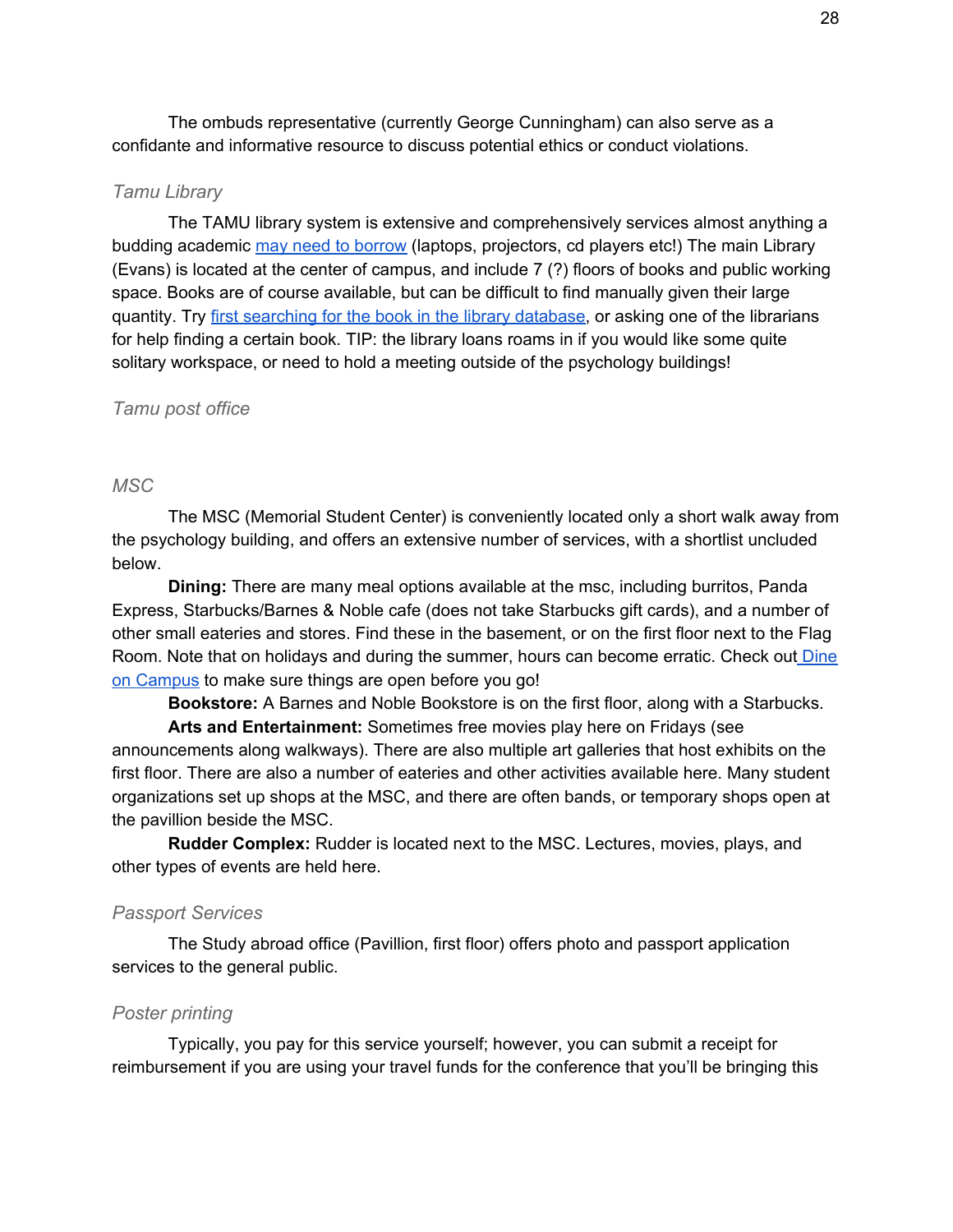The ombuds representative (currently George Cunningham) can also serve as a confidante and informative resource to discuss potential ethics or conduct violations.

### *Tamu Library*

The TAMU library system is extensive and comprehensively services almost anything a budding academic may need to borrow (laptops, projectors, cd players etc!) The main Library (Evans) is located at the center of campus, and include 7 (?) floors of books and public working space. Books are of course available, but can be difficult to find manually given their large quantity. Try first searching for the book in the library database, or asking one of the librarians for help finding a certain book. TIP: the library loans roams in if you would like some quite solitary workspace, or need to hold a meeting outside of the psychology buildings!

### *Tamu post office*

### *MSC*

The MSC (Memorial Student Center) is conveniently located only a short walk away from the psychology building, and offers an extensive number of services, with a shortlist uncluded below.

**Dining:** There are many meal options available at the msc, including burritos, Panda Express, Starbucks/Barnes & Noble cafe (does not take Starbucks gift cards), and a number of other small eateries and stores. Find these in the basement, or on the first floor next to the Flag Room. Note that on holidays and during the summer, hours can become erratic. Check out Dine on Campus to make sure things are open before you go!

**Bookstore:** A Barnes and Noble Bookstore is on the first floor, along with a Starbucks.

**Arts and Entertainment:** Sometimes free movies play here on Fridays (see announcements along walkways). There are also multiple art galleries that host exhibits on the first floor. There are also a number of eateries and other activities available here. Many student organizations set up shops at the MSC, and there are often bands, or temporary shops open at the pavillion beside the MSC.

**Rudder Complex:** Rudder is located next to the MSC. Lectures, movies, plays, and other types of events are held here.

### *Passport Services*

The Study abroad office (Pavillion, first floor) offers photo and passport application services to the general public.

### *Poster printing*

Typically, you pay for this service yourself; however, you can submit a receipt for reimbursement if you are using your travel funds for the conference that you'll be bringing this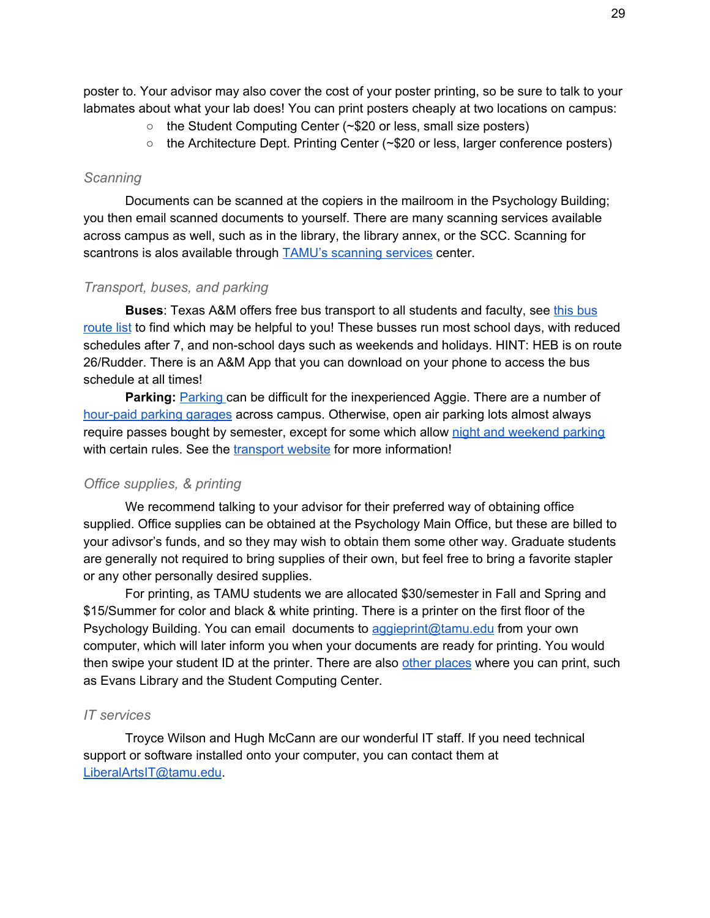poster to. Your advisor may also cover the cost of your poster printing, so be sure to talk to your labmates about what your lab does! You can print posters cheaply at two locations on campus:

- the Student Computing Center (~$20 or less, small size posters)
- the Architecture Dept. Printing Center (~$20 or less, larger conference posters)

### *Scanning*

Documents can be scanned at the copiers in the mailroom in the Psychology Building; you then email scanned documents to yourself. There are many scanning services available across campus as well, such as in the library, the library annex, or the SCC. Scanning for scantrons is alos available through TAMU's scanning services center.

### *Transport, buses, and parking*

**Buses**: Texas A&M offers free bus transport to all students and faculty, see this bus route list to find which may be helpful to you! These busses run most school days, with reduced schedules after 7, and non-school days such as weekends and holidays. HINT: HEB is on route 26/Rudder. There is an A&M App that you can download on your phone to access the bus schedule at all times!

**Parking:** Parking can be difficult for the inexperienced Aggie. There are a number of hour-paid parking garages across campus. Otherwise, open air parking lots almost always require passes bought by semester, except for some which allow night and weekend parking with certain rules. See the transport website for more information!

### *Office supplies, & printing*

We recommend talking to your advisor for their preferred way of obtaining office supplied. Office supplies can be obtained at the Psychology Main Office, but these are billed to your adivsor's funds, and so they may wish to obtain them some other way. Graduate students are generally not required to bring supplies of their own, but feel free to bring a favorite stapler or any other personally desired supplies.

For printing, as TAMU students we are allocated $30/semester in Fall and Spring and $15/Summer for color and black & white printing. There is a printer on the first floor of the Psychology Building. You can email documents to aggieprint@tamu.edu from your own computer, which will later inform you when your documents are ready for printing. You would then swipe your student ID at the printer. There are also other places where you can print, such as Evans Library and the Student Computing Center.

### *IT services*

Troyce Wilson and Hugh McCann are our wonderful IT staff. If you need technical support or software installed onto your computer, you can contact them at LiberalArtsIT@tamu.edu.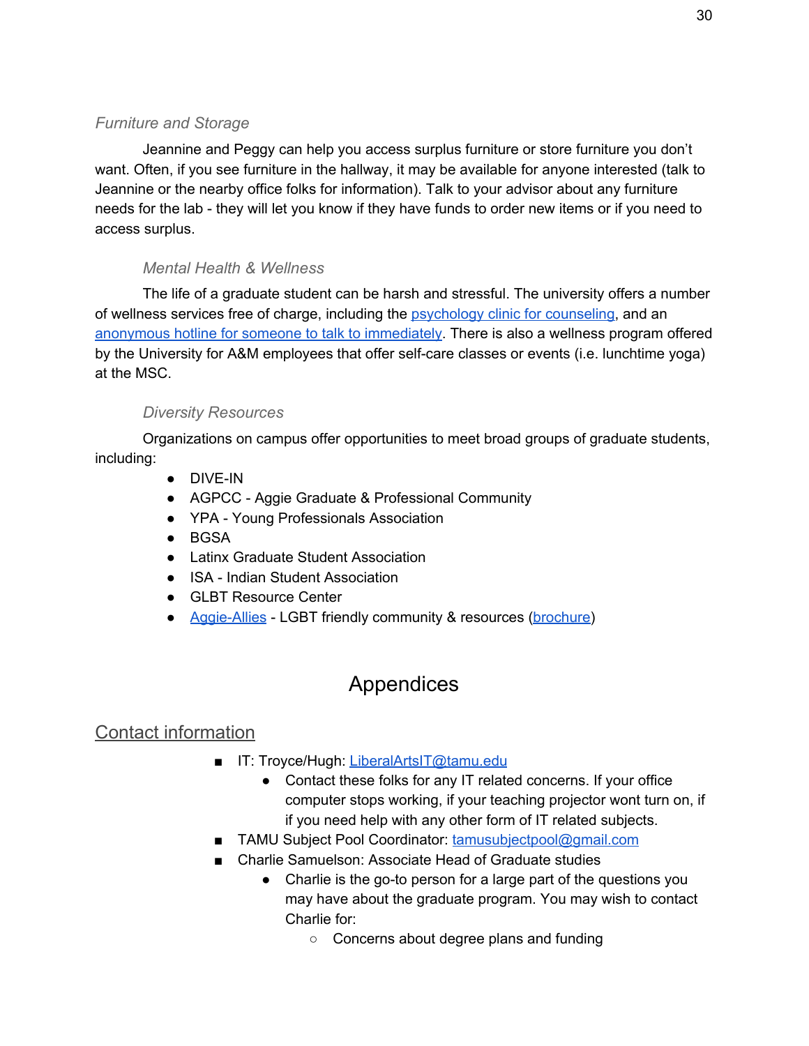*Furniture and Storage*

Jeannine and Peggy can help you access surplus furniture or store furniture you don't want. Often, if you see furniture in the hallway, it may be available for anyone interested (talk to Jeannine or the nearby office folks for information). Talk to your advisor about any furniture needs for the lab - they will let you know if they have funds to order new items or if you need to access surplus.

*Mental Health & Wellness*

The life of a graduate student can be harsh and stressful. The university offers a number of wellness services free of charge, including the psychology clinic for counseling, and an anonymous hotline for someone to talk to immediately. There is also a wellness program offered by the University for A&M employees that offer self-care classes or events (i.e. lunchtime yoga) at the MSC.

*Diversity Resources*

Organizations on campus offer opportunities to meet broad groups of graduate students, including:

- DIVE-IN
- AGPCC - Aggie Graduate & Professional Community
- YPA - Young Professionals Association
- BGSA
- Latinx Graduate Student Association
- ISA - Indian Student Association
- GLBT Resource Center
- Aggie-Allies - LGBT friendly community & resources (brochure)

# Appendices

## Contact information

- IT: Troyce/Hugh: LiberalArtsIT@tamu.edu
  - Contact these folks for any IT related concerns. If your office computer stops working, if your teaching projector wont turn on, if if you need help with any other form of IT related subjects.
- TAMU Subject Pool Coordinator: tamusubjectpool@gmail.com
- Charlie Samuelson: Associate Head of Graduate studies
  - Charlie is the go-to person for a large part of the questions you may have about the graduate program. You may wish to contact Charlie for:
    - Concerns about degree plans and funding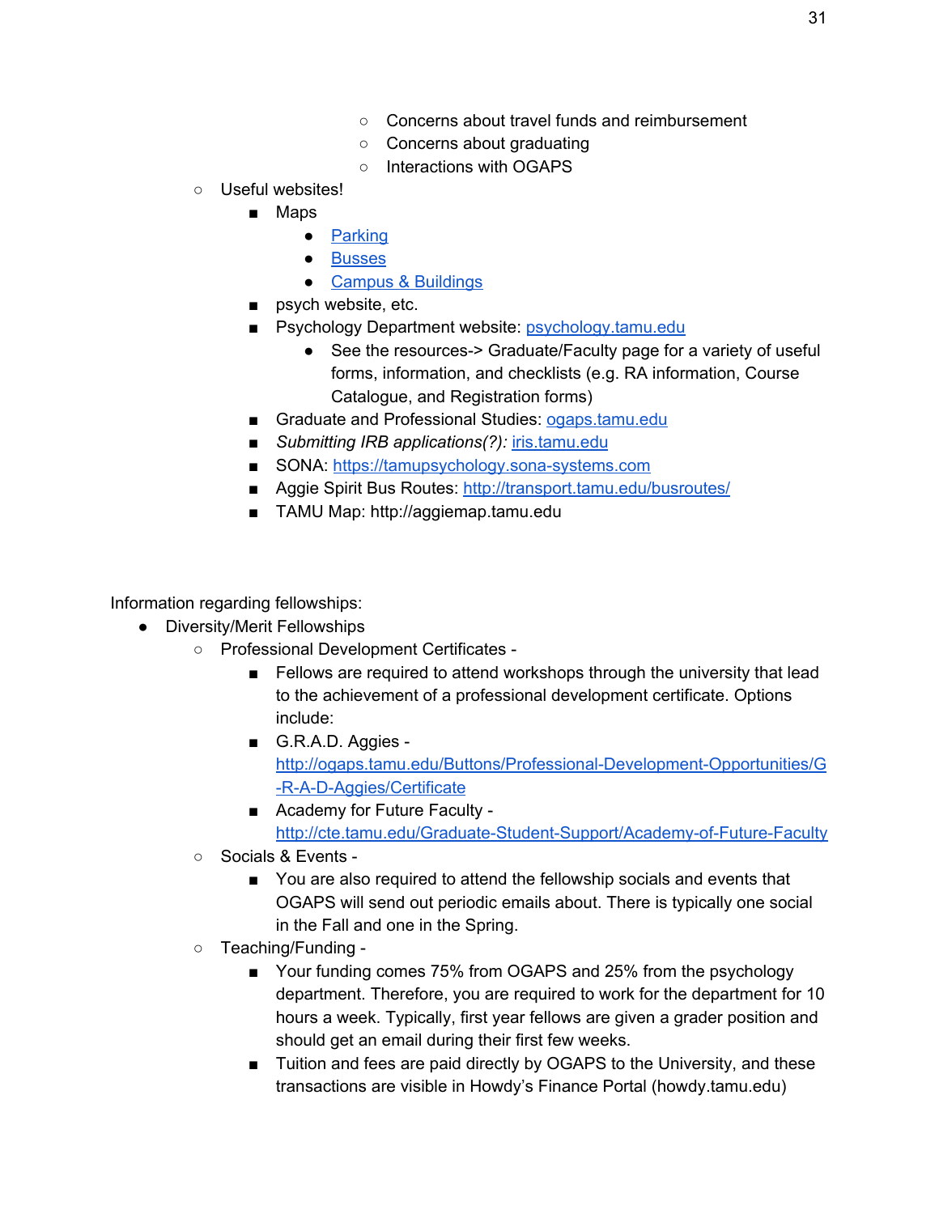- Concerns about travel funds and reimbursement
        - Concerns about graduating
        - Interactions with OGAPS
    - Useful websites!
        - Maps
            - [Parking]()
            - [Busses]()
            - [Campus & Buildings]()
        - psych website, etc.
        - Psychology Department website: [psychology.tamu.edu]()
            - See the resources-> Graduate/Faculty page for a variety of useful forms, information, and checklists (e.g. RA information, Course Catalogue, and Registration forms)
        - Graduate and Professional Studies: [ogaps.tamu.edu]()
        - *Submitting IRB applications(?):* [iris.tamu.edu]()
        - SONA: [https://tamupsychology.sona-systems.com]()
        - Aggie Spirit Bus Routes: [http://transport.tamu.edu/busroutes/]()
        - TAMU Map: http://aggiemap.tamu.edu

Information regarding fellowships:

- Diversity/Merit Fellowships
    - Professional Development Certificates -
        - Fellows are required to attend workshops through the university that lead to the achievement of a professional development certificate. Options include:
        - G.R.A.D. Aggies - [http://ogaps.tamu.edu/Buttons/Professional-Development-Opportunities/G-R-A-D-Aggies/Certificate]()
        - Academy for Future Faculty - [http://cte.tamu.edu/Graduate-Student-Support/Academy-of-Future-Faculty]()
    - Socials & Events -
        - You are also required to attend the fellowship socials and events that OGAPS will send out periodic emails about. There is typically one social in the Fall and one in the Spring.
    - Teaching/Funding -
        - Your funding comes 75% from OGAPS and 25% from the psychology department. Therefore, you are required to work for the department for 10 hours a week. Typically, first year fellows are given a grader position and should get an email during their first few weeks.
        - Tuition and fees are paid directly by OGAPS to the University, and these transactions are visible in Howdy's Finance Portal (howdy.tamu.edu)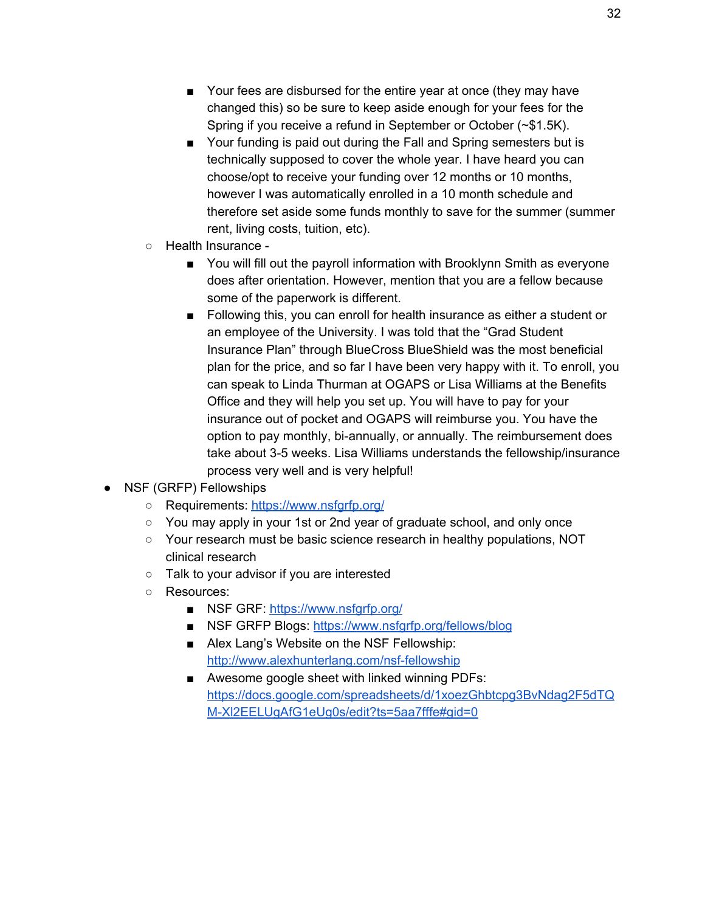- Your fees are disbursed for the entire year at once (they may have changed this) so be sure to keep aside enough for your fees for the Spring if you receive a refund in September or October (~$1.5K).
        - Your funding is paid out during the Fall and Spring semesters but is technically supposed to cover the whole year. I have heard you can choose/opt to receive your funding over 12 months or 10 months, however I was automatically enrolled in a 10 month schedule and therefore set aside some funds monthly to save for the summer (summer rent, living costs, tuition, etc).
    - Health Insurance -
        - You will fill out the payroll information with Brooklynn Smith as everyone does after orientation. However, mention that you are a fellow because some of the paperwork is different.
        - Following this, you can enroll for health insurance as either a student or an employee of the University. I was told that the "Grad Student Insurance Plan" through BlueCross BlueShield was the most beneficial plan for the price, and so far I have been very happy with it. To enroll, you can speak to Linda Thurman at OGAPS or Lisa Williams at the Benefits Office and they will help you set up. You will have to pay for your insurance out of pocket and OGAPS will reimburse you. You have the option to pay monthly, bi-annually, or annually. The reimbursement does take about 3-5 weeks. Lisa Williams understands the fellowship/insurance process very well and is very helpful!

- NSF (GRFP) Fellowships
    - Requirements: https://www.nsfgrfp.org/
    - You may apply in your 1st or 2nd year of graduate school, and only once
    - Your research must be basic science research in healthy populations, NOT clinical research
    - Talk to your advisor if you are interested
    - Resources:
        - NSF GRF: https://www.nsfgrfp.org/
        - NSF GRFP Blogs: https://www.nsfgrfp.org/fellows/blog
        - Alex Lang's Website on the NSF Fellowship: http://www.alexhunterlang.com/nsf-fellowship
        - Awesome google sheet with linked winning PDFs: https://docs.google.com/spreadsheets/d/1xoezGhbtcpg3BvNdag2F5dTQM-Xl2EELUgAfG1eUg0s/edit?ts=5aa7fffe#gid=0